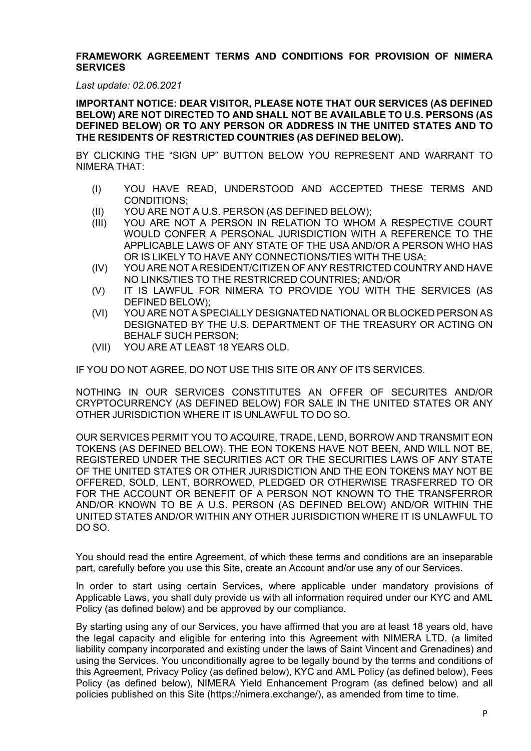**FRAMEWORK AGREEMENT TERMS AND CONDITIONS FOR PROVISION OF NIMERA SERVICES**

*Last update: 02.06.2021*

**IMPORTANT NOTICE: DEAR VISITOR, PLEASE NOTE THAT OUR SERVICES (AS DEFINED BELOW) ARE NOT DIRECTED TO AND SHALL NOT BE AVAILABLE TO U.S. PERSONS (AS DEFINED BELOW) OR TO ANY PERSON OR ADDRESS IN THE UNITED STATES AND TO THE RESIDENTS OF RESTRICTED COUNTRIES (AS DEFINED BELOW).**

BY CLICKING THE "SIGN UP" BUTTON BELOW YOU REPRESENT AND WARRANT TO NIMERA THAT:

- (I) YOU HAVE READ, UNDERSTOOD AND ACCEPTED THESE TERMS AND CONDITIONS;
- (II) YOU ARE NOT A U.S. PERSON (AS DEFINED BELOW);
- (III) YOU ARE NOT A PERSON IN RELATION TO WHOM A RESPECTIVE COURT WOULD CONFER A PERSONAL JURISDICTION WITH A REFERENCE TO THE APPLICABLE LAWS OF ANY STATE OF THE USA AND/OR A PERSON WHO HAS OR IS LIKELY TO HAVE ANY CONNECTIONS/TIES WITH THE USA;
- (IV) YOU ARE NOT A RESIDENT/CITIZEN OF ANY RESTRICTED COUNTRY AND HAVE NO LINKS/TIES TO THE RESTRICRED COUNTRIES; AND/OR
- (V) IT IS LAWFUL FOR NIMERA TO PROVIDE YOU WITH THE SERVICES (AS DEFINED BELOW);
- (VI) YOU ARE NOT A SPECIALLY DESIGNATED NATIONAL OR BLOCKED PERSON AS DESIGNATED BY THE U.S. DEPARTMENT OF THE TREASURY OR ACTING ON BEHALF SUCH PERSON;
- (VII) YOU ARE AT LEAST 18 YEARS OLD.

IF YOU DO NOT AGREE, DO NOT USE THIS SITE OR ANY OF ITS SERVICES.

NOTHING IN OUR SERVICES CONSTITUTES AN OFFER OF SECURITES AND/OR CRYPTOCURRENCY (AS DEFINED BELOW) FOR SALE IN THE UNITED STATES OR ANY OTHER JURISDICTION WHERE IT IS UNLAWFUL TO DO SO.

OUR SERVICES PERMIT YOU TO ACQUIRE, TRADE, LEND, BORROW AND TRANSMIT EON TOKENS (AS DEFINED BELOW). THE EON TOKENS HAVE NOT BEEN, AND WILL NOT BE, REGISTERED UNDER THE SECURITIES ACT OR THE SECURITIES LAWS OF ANY STATE OF THE UNITED STATES OR OTHER JURISDICTION AND THE EON TOKENS MAY NOT BE OFFERED, SOLD, LENT, BORROWED, PLEDGED OR OTHERWISE TRASFERRED TO OR FOR THE ACCOUNT OR BENEFIT OF A PERSON NOT KNOWN TO THE TRANSFERROR AND/OR KNOWN TO BE A U.S. PERSON (AS DEFINED BELOW) AND/OR WITHIN THE UNITED STATES AND/OR WITHIN ANY OTHER JURISDICTION WHERE IT IS UNLAWFUL TO DO SO.

You should read the entire Agreement, of which these terms and conditions are an inseparable part, carefully before you use this Site, create an Account and/or use any of our Services.

In order to start using certain Services, where applicable under mandatory provisions of Applicable Laws, you shall duly provide us with all information required under our KYC and AML Policy (as defined below) and be approved by our compliance.

By starting using any of our Services, you have affirmed that you are at least 18 years old, have the legal capacity and eligible for entering into this Agreement with NIMERA LTD. (a limited liability company incorporated and existing under the laws of Saint Vincent and Grenadines) and using the Services. You unconditionally agree to be legally bound by the terms and conditions of this Agreement, Privacy Policy (as defined below), KYC and AML Policy (as defined below), Fees Policy (as defined below), NIMERA Yield Enhancement Program (as defined below) and all policies published on this Site (https://nimera.exchange/), as amended from time to time.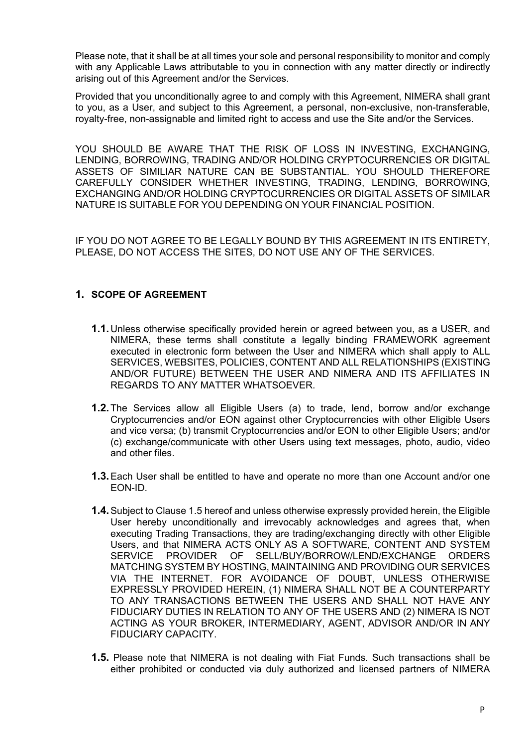Please note, that it shall be at all times your sole and personal responsibility to monitor and comply with any Applicable Laws attributable to you in connection with any matter directly or indirectly arising out of this Agreement and/or the Services.

Provided that you unconditionally agree to and comply with this Agreement, NIMERA shall grant to you, as a User, and subject to this Agreement, a personal, non-exclusive, non-transferable, royalty-free, non-assignable and limited right to access and use the Site and/or the Services.

YOU SHOULD BE AWARE THAT THE RISK OF LOSS IN INVESTING, EXCHANGING, LENDING, BORROWING, TRADING AND/OR HOLDING CRYPTOCURRENCIES OR DIGITAL ASSETS OF SIMILIAR NATURE CAN BE SUBSTANTIAL. YOU SHOULD THEREFORE CAREFULLY CONSIDER WHETHER INVESTING, TRADING, LENDING, BORROWING, EXCHANGING AND/OR HOLDING CRYPTOCURRENCIES OR DIGITAL ASSETS OF SIMILAR NATURE IS SUITABLE FOR YOU DEPENDING ON YOUR FINANCIAL POSITION.

IF YOU DO NOT AGREE TO BE LEGALLY BOUND BY THIS AGREEMENT IN ITS ENTIRETY, PLEASE, DO NOT ACCESS THE SITES, DO NOT USE ANY OF THE SERVICES.

## 1. SCOPE OF AGREEMENT

**1.1.** Unless otherwise specifically provided herein or agreed between you, as a USER, and NIMERA, these terms shall constitute a legally binding FRAMEWORK agreement executed in electronic form between the User and NIMERA which shall apply to ALL SERVICES, WEBSITES, POLICIES, CONTENT AND ALL RELATIONSHIPS (EXISTING AND/OR FUTURE) BETWEEN THE USER AND NIMERA AND ITS AFFILIATES IN REGARDS TO ANY MATTER WHATSOEVER.

**1.2.** The Services allow all Eligible Users (a) to trade, lend, borrow and/or exchange Cryptocurrencies and/or EON against other Cryptocurrencies with other Eligible Users and vice versa; (b) transmit Cryptocurrencies and/or EON to other Eligible Users; and/or (c) exchange/communicate with other Users using text messages, photo, audio, video and other files.

**1.3.** Each User shall be entitled to have and operate no more than one Account and/or one EON-ID.

**1.4.** Subject to Clause 1.5 hereof and unless otherwise expressly provided herein, the Eligible User hereby unconditionally and irrevocably acknowledges and agrees that, when executing Trading Transactions, they are trading/exchanging directly with other Eligible Users, and that NIMERA ACTS ONLY AS A SOFTWARE, CONTENT AND SYSTEM SERVICE PROVIDER OF SELL/BUY/BORROW/LEND/EXCHANGE ORDERS MATCHING SYSTEM BY HOSTING, MAINTAINING AND PROVIDING OUR SERVICES VIA THE INTERNET. FOR AVOIDANCE OF DOUBT, UNLESS OTHERWISE EXPRESSLY PROVIDED HEREIN, (1) NIMERA SHALL NOT BE A COUNTERPARTY TO ANY TRANSACTIONS BETWEEN THE USERS AND SHALL NOT HAVE ANY FIDUCIARY DUTIES IN RELATION TO ANY OF THE USERS AND (2) NIMERA IS NOT ACTING AS YOUR BROKER, INTERMEDIARY, AGENT, ADVISOR AND/OR IN ANY FIDUCIARY CAPACITY.

**1.5.** Please note that NIMERA is not dealing with Fiat Funds. Such transactions shall be either prohibited or conducted via duly authorized and licensed partners of NIMERA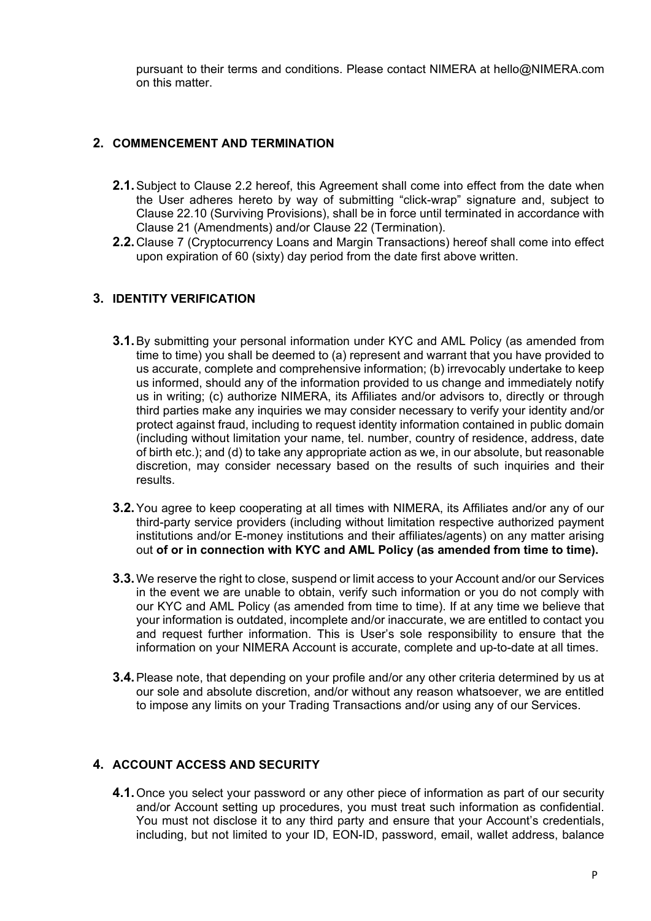pursuant to their terms and conditions. Please contact NIMERA at hello@NIMERA.com on this matter.

## 2. COMMENCEMENT AND TERMINATION

**2.1.** Subject to Clause 2.2 hereof, this Agreement shall come into effect from the date when the User adheres hereto by way of submitting "click-wrap" signature and, subject to Clause 22.10 (Surviving Provisions), shall be in force until terminated in accordance with Clause 21 (Amendments) and/or Clause 22 (Termination).

**2.2.** Clause 7 (Cryptocurrency Loans and Margin Transactions) hereof shall come into effect upon expiration of 60 (sixty) day period from the date first above written.

## 3. IDENTITY VERIFICATION

**3.1.** By submitting your personal information under KYC and AML Policy (as amended from time to time) you shall be deemed to (a) represent and warrant that you have provided to us accurate, complete and comprehensive information; (b) irrevocably undertake to keep us informed, should any of the information provided to us change and immediately notify us in writing; (c) authorize NIMERA, its Affiliates and/or advisors to, directly or through third parties make any inquiries we may consider necessary to verify your identity and/or protect against fraud, including to request identity information contained in public domain (including without limitation your name, tel. number, country of residence, address, date of birth etc.); and (d) to take any appropriate action as we, in our absolute, but reasonable discretion, may consider necessary based on the results of such inquiries and their results.

**3.2.** You agree to keep cooperating at all times with NIMERA, its Affiliates and/or any of our third-party service providers (including without limitation respective authorized payment institutions and/or E-money institutions and their affiliates/agents) on any matter arising out **of or in connection with KYC and AML Policy (as amended from time to time).**

**3.3.** We reserve the right to close, suspend or limit access to your Account and/or our Services in the event we are unable to obtain, verify such information or you do not comply with our KYC and AML Policy (as amended from time to time). If at any time we believe that your information is outdated, incomplete and/or inaccurate, we are entitled to contact you and request further information. This is User's sole responsibility to ensure that the information on your NIMERA Account is accurate, complete and up-to-date at all times.

**3.4.** Please note, that depending on your profile and/or any other criteria determined by us at our sole and absolute discretion, and/or without any reason whatsoever, we are entitled to impose any limits on your Trading Transactions and/or using any of our Services.

## 4. ACCOUNT ACCESS AND SECURITY

**4.1.** Once you select your password or any other piece of information as part of our security and/or Account setting up procedures, you must treat such information as confidential. You must not disclose it to any third party and ensure that your Account's credentials, including, but not limited to your ID, EON-ID, password, email, wallet address, balance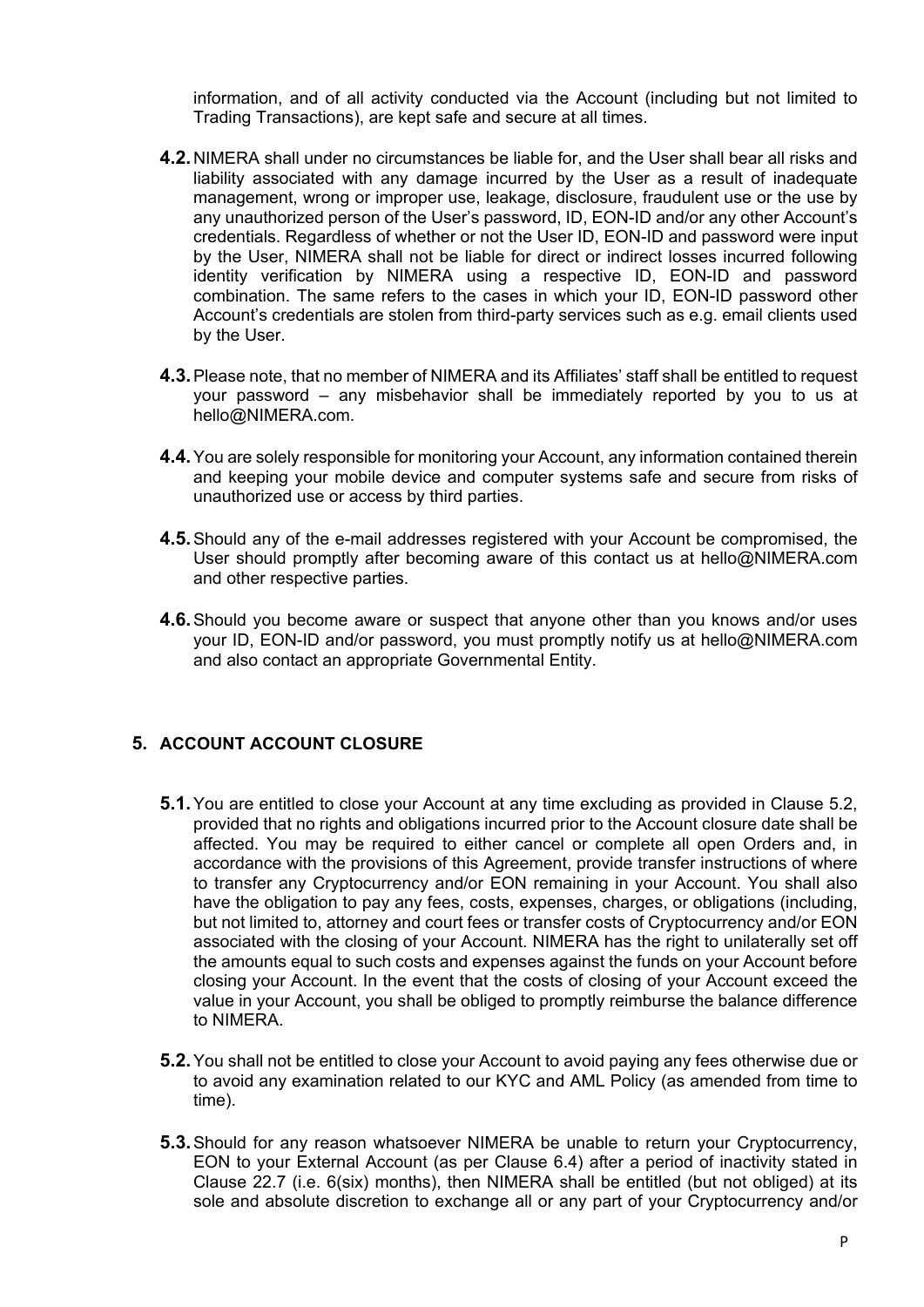information, and of all activity conducted via the Account (including but not limited to Trading Transactions), are kept safe and secure at all times.

**4.2.** NIMERA shall under no circumstances be liable for, and the User shall bear all risks and liability associated with any damage incurred by the User as a result of inadequate management, wrong or improper use, leakage, disclosure, fraudulent use or the use by any unauthorized person of the User's password, ID, EON-ID and/or any other Account's credentials. Regardless of whether or not the User ID, EON-ID and password were input by the User, NIMERA shall not be liable for direct or indirect losses incurred following identity verification by NIMERA using a respective ID, EON-ID and password combination. The same refers to the cases in which your ID, EON-ID password other Account's credentials are stolen from third-party services such as e.g. email clients used by the User.

**4.3.** Please note, that no member of NIMERA and its Affiliates' staff shall be entitled to request your password – any misbehavior shall be immediately reported by you to us at hello@NIMERA.com.

**4.4.** You are solely responsible for monitoring your Account, any information contained therein and keeping your mobile device and computer systems safe and secure from risks of unauthorized use or access by third parties.

**4.5.** Should any of the e-mail addresses registered with your Account be compromised, the User should promptly after becoming aware of this contact us at hello@NIMERA.com and other respective parties.

**4.6.** Should you become aware or suspect that anyone other than you knows and/or uses your ID, EON-ID and/or password, you must promptly notify us at hello@NIMERA.com and also contact an appropriate Governmental Entity.

## 5. ACCOUNT ACCOUNT CLOSURE

**5.1.** You are entitled to close your Account at any time excluding as provided in Clause 5.2, provided that no rights and obligations incurred prior to the Account closure date shall be affected. You may be required to either cancel or complete all open Orders and, in accordance with the provisions of this Agreement, provide transfer instructions of where to transfer any Cryptocurrency and/or EON remaining in your Account. You shall also have the obligation to pay any fees, costs, expenses, charges, or obligations (including, but not limited to, attorney and court fees or transfer costs of Cryptocurrency and/or EON associated with the closing of your Account. NIMERA has the right to unilaterally set off the amounts equal to such costs and expenses against the funds on your Account before closing your Account. In the event that the costs of closing of your Account exceed the value in your Account, you shall be obliged to promptly reimburse the balance difference to NIMERA.

**5.2.** You shall not be entitled to close your Account to avoid paying any fees otherwise due or to avoid any examination related to our KYC and AML Policy (as amended from time to time).

**5.3.** Should for any reason whatsoever NIMERA be unable to return your Cryptocurrency, EON to your External Account (as per Clause 6.4) after a period of inactivity stated in Clause 22.7 (i.e. 6(six) months), then NIMERA shall be entitled (but not obliged) at its sole and absolute discretion to exchange all or any part of your Cryptocurrency and/or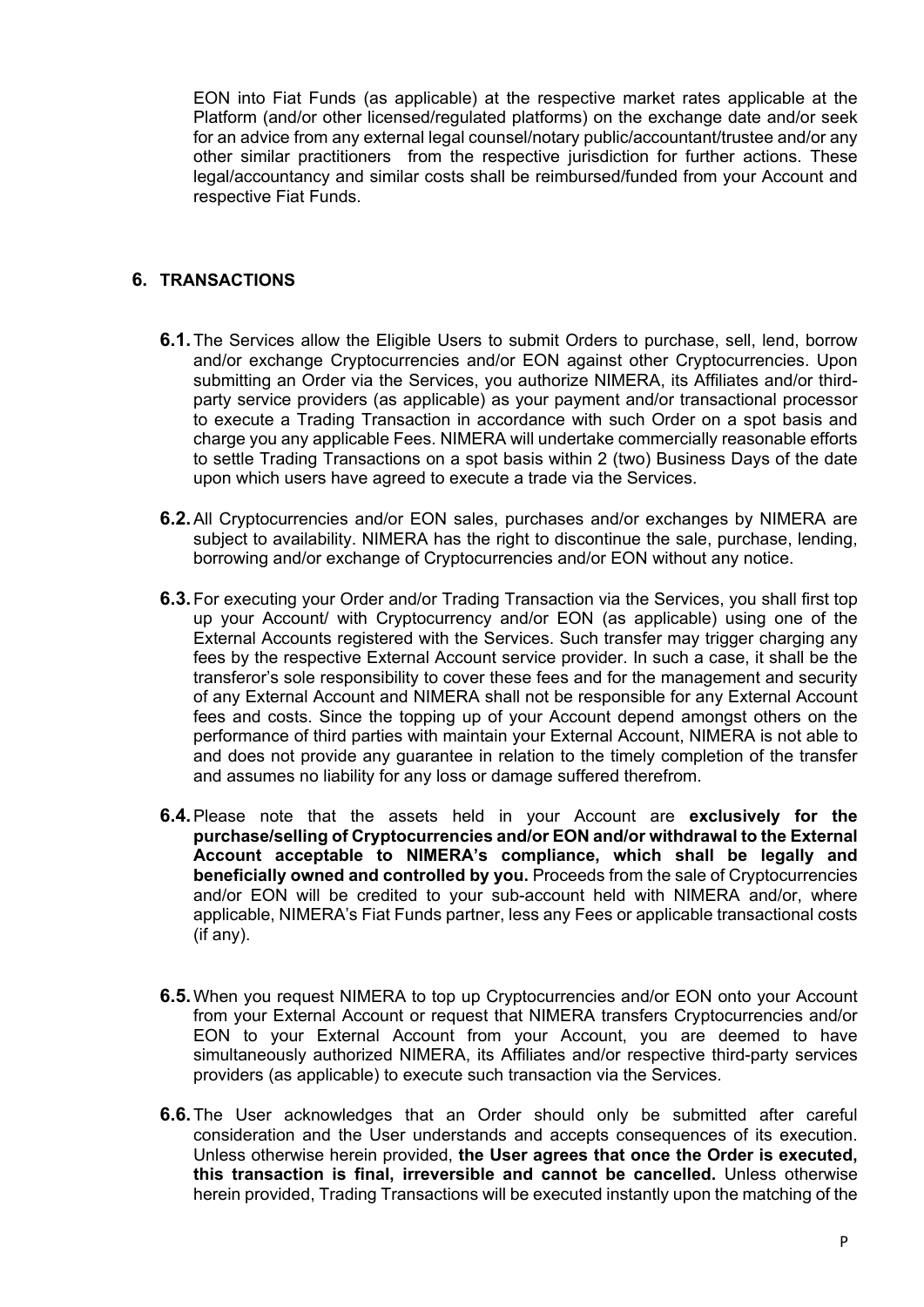EON into Fiat Funds (as applicable) at the respective market rates applicable at the Platform (and/or other licensed/regulated platforms) on the exchange date and/or seek for an advice from any external legal counsel/notary public/accountant/trustee and/or any other similar practitioners from the respective jurisdiction for further actions. These legal/accountancy and similar costs shall be reimbursed/funded from your Account and respective Fiat Funds.

## 6. TRANSACTIONS

**6.1.** The Services allow the Eligible Users to submit Orders to purchase, sell, lend, borrow and/or exchange Cryptocurrencies and/or EON against other Cryptocurrencies. Upon submitting an Order via the Services, you authorize NIMERA, its Affiliates and/or third-party service providers (as applicable) as your payment and/or transactional processor to execute a Trading Transaction in accordance with such Order on a spot basis and charge you any applicable Fees. NIMERA will undertake commercially reasonable efforts to settle Trading Transactions on a spot basis within 2 (two) Business Days of the date upon which users have agreed to execute a trade via the Services.

**6.2.** All Cryptocurrencies and/or EON sales, purchases and/or exchanges by NIMERA are subject to availability. NIMERA has the right to discontinue the sale, purchase, lending, borrowing and/or exchange of Cryptocurrencies and/or EON without any notice.

**6.3.** For executing your Order and/or Trading Transaction via the Services, you shall first top up your Account/ with Cryptocurrency and/or EON (as applicable) using one of the External Accounts registered with the Services. Such transfer may trigger charging any fees by the respective External Account service provider. In such a case, it shall be the transferor's sole responsibility to cover these fees and for the management and security of any External Account and NIMERA shall not be responsible for any External Account fees and costs. Since the topping up of your Account depend amongst others on the performance of third parties with maintain your External Account, NIMERA is not able to and does not provide any guarantee in relation to the timely completion of the transfer and assumes no liability for any loss or damage suffered therefrom.

**6.4.** Please note that the assets held in your Account are **exclusively for the purchase/selling of Cryptocurrencies and/or EON and/or withdrawal to the External Account acceptable to NIMERA's compliance, which shall be legally and beneficially owned and controlled by you.** Proceeds from the sale of Cryptocurrencies and/or EON will be credited to your sub-account held with NIMERA and/or, where applicable, NIMERA's Fiat Funds partner, less any Fees or applicable transactional costs (if any).

**6.5.** When you request NIMERA to top up Cryptocurrencies and/or EON onto your Account from your External Account or request that NIMERA transfers Cryptocurrencies and/or EON to your External Account from your Account, you are deemed to have simultaneously authorized NIMERA, its Affiliates and/or respective third-party services providers (as applicable) to execute such transaction via the Services.

**6.6.** The User acknowledges that an Order should only be submitted after careful consideration and the User understands and accepts consequences of its execution. Unless otherwise herein provided, **the User agrees that once the Order is executed, this transaction is final, irreversible and cannot be cancelled.** Unless otherwise herein provided, Trading Transactions will be executed instantly upon the matching of the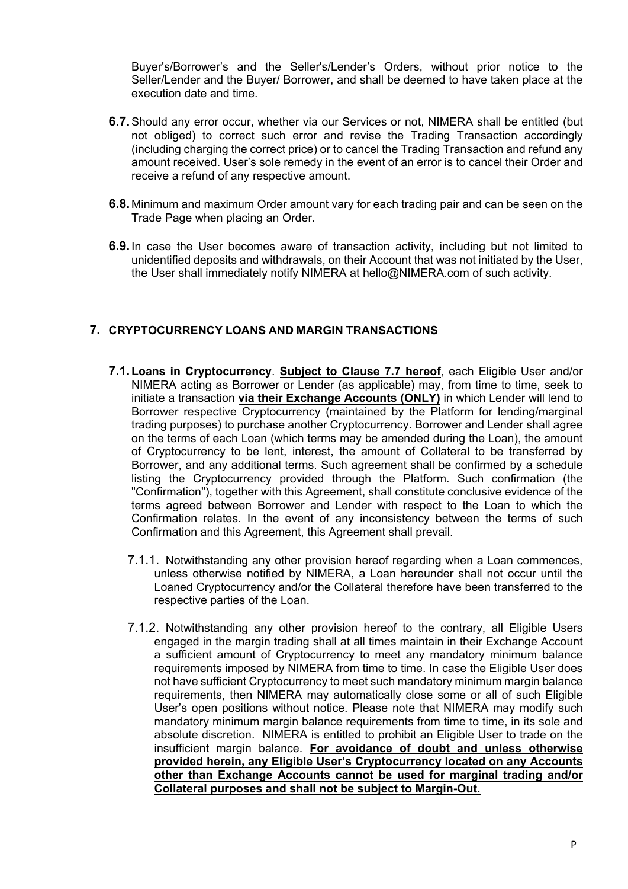Buyer's/Borrower's and the Seller's/Lender's Orders, without prior notice to the Seller/Lender and the Buyer/ Borrower, and shall be deemed to have taken place at the execution date and time.

**6.7.** Should any error occur, whether via our Services or not, NIMERA shall be entitled (but not obliged) to correct such error and revise the Trading Transaction accordingly (including charging the correct price) or to cancel the Trading Transaction and refund any amount received. User's sole remedy in the event of an error is to cancel their Order and receive a refund of any respective amount.

**6.8.** Minimum and maximum Order amount vary for each trading pair and can be seen on the Trade Page when placing an Order.

**6.9.** In case the User becomes aware of transaction activity, including but not limited to unidentified deposits and withdrawals, on their Account that was not initiated by the User, the User shall immediately notify NIMERA at hello@NIMERA.com of such activity.

## 7. CRYPTOCURRENCY LOANS AND MARGIN TRANSACTIONS

**7.1. Loans in Cryptocurrency**. **<u>Subject to Clause 7.7 hereof</u>**, each Eligible User and/or NIMERA acting as Borrower or Lender (as applicable) may, from time to time, seek to initiate a transaction **<u>via their Exchange Accounts (ONLY)</u>** in which Lender will lend to Borrower respective Cryptocurrency (maintained by the Platform for lending/marginal trading purposes) to purchase another Cryptocurrency. Borrower and Lender shall agree on the terms of each Loan (which terms may be amended during the Loan), the amount of Cryptocurrency to be lent, interest, the amount of Collateral to be transferred by Borrower, and any additional terms. Such agreement shall be confirmed by a schedule listing the Cryptocurrency provided through the Platform. Such confirmation (the "Confirmation"), together with this Agreement, shall constitute conclusive evidence of the terms agreed between Borrower and Lender with respect to the Loan to which the Confirmation relates. In the event of any inconsistency between the terms of such Confirmation and this Agreement, this Agreement shall prevail.

7.1.1. Notwithstanding any other provision hereof regarding when a Loan commences, unless otherwise notified by NIMERA, a Loan hereunder shall not occur until the Loaned Cryptocurrency and/or the Collateral therefore have been transferred to the respective parties of the Loan.

7.1.2. Notwithstanding any other provision hereof to the contrary, all Eligible Users engaged in the margin trading shall at all times maintain in their Exchange Account a sufficient amount of Cryptocurrency to meet any mandatory minimum balance requirements imposed by NIMERA from time to time. In case the Eligible User does not have sufficient Cryptocurrency to meet such mandatory minimum margin balance requirements, then NIMERA may automatically close some or all of such Eligible User's open positions without notice. Please note that NIMERA may modify such mandatory minimum margin balance requirements from time to time, in its sole and absolute discretion. NIMERA is entitled to prohibit an Eligible User to trade on the insufficient margin balance. **<u>For avoidance of doubt and unless otherwise provided herein, any Eligible User's Cryptocurrency located on any Accounts other than Exchange Accounts cannot be used for marginal trading and/or Collateral purposes and shall not be subject to Margin-Out.</u>**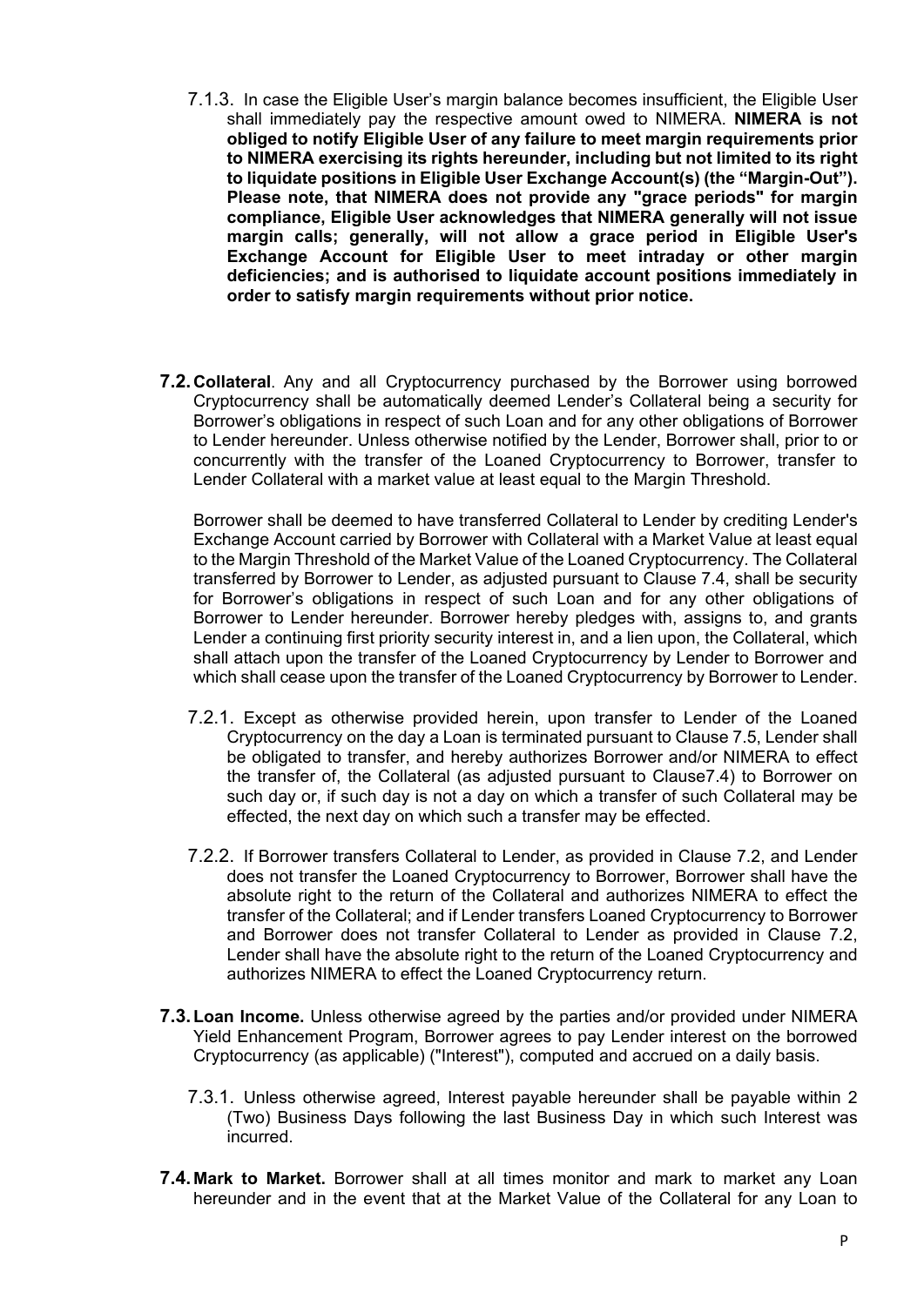7.1.3. In case the Eligible User's margin balance becomes insufficient, the Eligible User shall immediately pay the respective amount owed to NIMERA. **NIMERA is not obliged to notify Eligible User of any failure to meet margin requirements prior to NIMERA exercising its rights hereunder, including but not limited to its right to liquidate positions in Eligible User Exchange Account(s) (the "Margin-Out"). Please note, that NIMERA does not provide any "grace periods" for margin compliance, Eligible User acknowledges that NIMERA generally will not issue margin calls; generally, will not allow a grace period in Eligible User's Exchange Account for Eligible User to meet intraday or other margin deficiencies; and is authorised to liquidate account positions immediately in order to satisfy margin requirements without prior notice.**

**7.2. Collateral**. Any and all Cryptocurrency purchased by the Borrower using borrowed Cryptocurrency shall be automatically deemed Lender's Collateral being a security for Borrower's obligations in respect of such Loan and for any other obligations of Borrower to Lender hereunder. Unless otherwise notified by the Lender, Borrower shall, prior to or concurrently with the transfer of the Loaned Cryptocurrency to Borrower, transfer to Lender Collateral with a market value at least equal to the Margin Threshold.

Borrower shall be deemed to have transferred Collateral to Lender by crediting Lender's Exchange Account carried by Borrower with Collateral with a Market Value at least equal to the Margin Threshold of the Market Value of the Loaned Cryptocurrency. The Collateral transferred by Borrower to Lender, as adjusted pursuant to Clause 7.4, shall be security for Borrower's obligations in respect of such Loan and for any other obligations of Borrower to Lender hereunder. Borrower hereby pledges with, assigns to, and grants Lender a continuing first priority security interest in, and a lien upon, the Collateral, which shall attach upon the transfer of the Loaned Cryptocurrency by Lender to Borrower and which shall cease upon the transfer of the Loaned Cryptocurrency by Borrower to Lender.

7.2.1. Except as otherwise provided herein, upon transfer to Lender of the Loaned Cryptocurrency on the day a Loan is terminated pursuant to Clause 7.5, Lender shall be obligated to transfer, and hereby authorizes Borrower and/or NIMERA to effect the transfer of, the Collateral (as adjusted pursuant to Clause7.4) to Borrower on such day or, if such day is not a day on which a transfer of such Collateral may be effected, the next day on which such a transfer may be effected.

7.2.2. If Borrower transfers Collateral to Lender, as provided in Clause 7.2, and Lender does not transfer the Loaned Cryptocurrency to Borrower, Borrower shall have the absolute right to the return of the Collateral and authorizes NIMERA to effect the transfer of the Collateral; and if Lender transfers Loaned Cryptocurrency to Borrower and Borrower does not transfer Collateral to Lender as provided in Clause 7.2, Lender shall have the absolute right to the return of the Loaned Cryptocurrency and authorizes NIMERA to effect the Loaned Cryptocurrency return.

**7.3. Loan Income.** Unless otherwise agreed by the parties and/or provided under NIMERA Yield Enhancement Program, Borrower agrees to pay Lender interest on the borrowed Cryptocurrency (as applicable) ("Interest"), computed and accrued on a daily basis.

7.3.1. Unless otherwise agreed, Interest payable hereunder shall be payable within 2 (Two) Business Days following the last Business Day in which such Interest was incurred.

**7.4. Mark to Market.** Borrower shall at all times monitor and mark to market any Loan hereunder and in the event that at the Market Value of the Collateral for any Loan to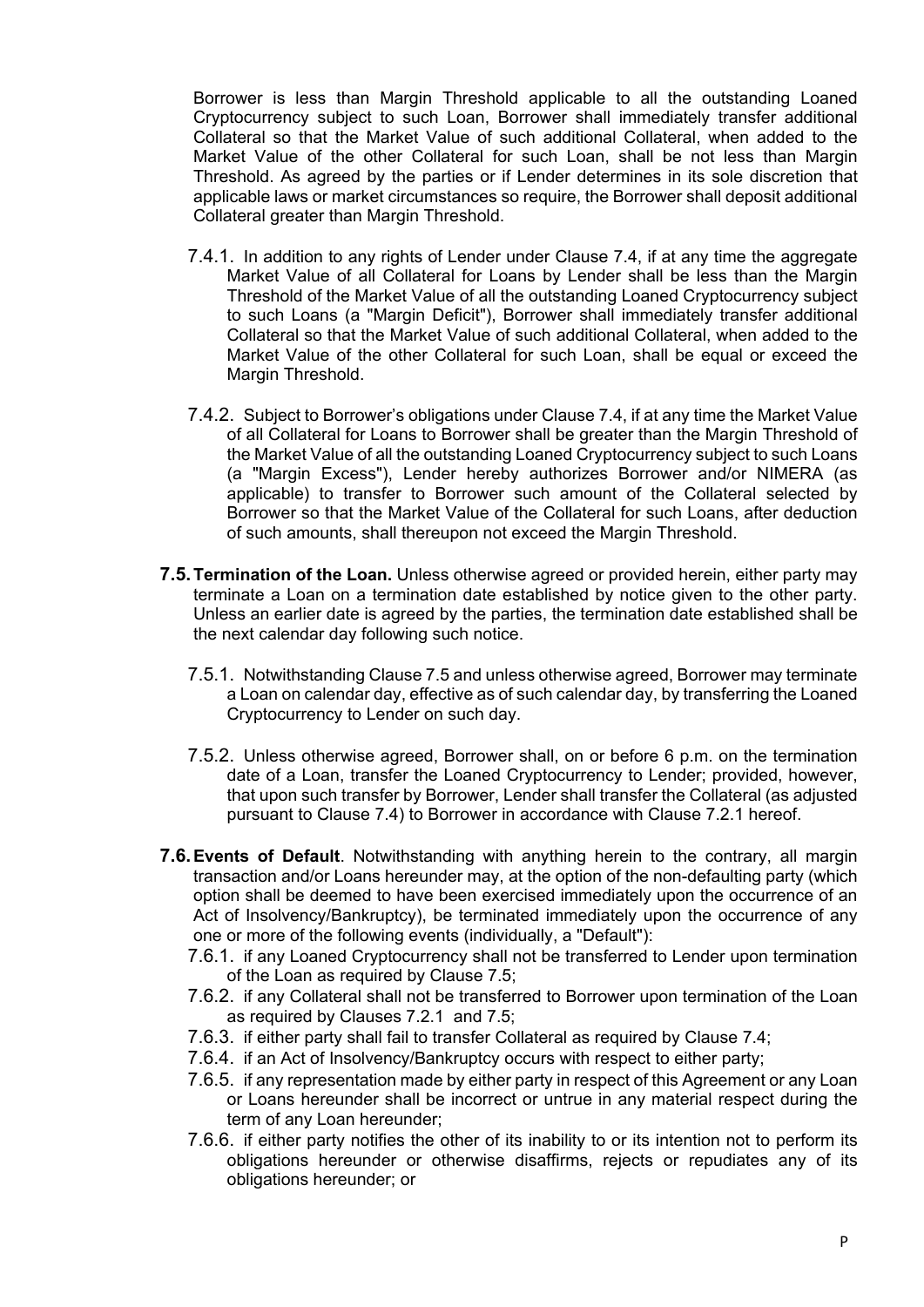Borrower is less than Margin Threshold applicable to all the outstanding Loaned Cryptocurrency subject to such Loan, Borrower shall immediately transfer additional Collateral so that the Market Value of such additional Collateral, when added to the Market Value of the other Collateral for such Loan, shall be not less than Margin Threshold. As agreed by the parties or if Lender determines in its sole discretion that applicable laws or market circumstances so require, the Borrower shall deposit additional Collateral greater than Margin Threshold.

7.4.1. In addition to any rights of Lender under Clause 7.4, if at any time the aggregate Market Value of all Collateral for Loans by Lender shall be less than the Margin Threshold of the Market Value of all the outstanding Loaned Cryptocurrency subject to such Loans (a "Margin Deficit"), Borrower shall immediately transfer additional Collateral so that the Market Value of such additional Collateral, when added to the Market Value of the other Collateral for such Loan, shall be equal or exceed the Margin Threshold.

7.4.2. Subject to Borrower's obligations under Clause 7.4, if at any time the Market Value of all Collateral for Loans to Borrower shall be greater than the Margin Threshold of the Market Value of all the outstanding Loaned Cryptocurrency subject to such Loans (a "Margin Excess"), Lender hereby authorizes Borrower and/or NIMERA (as applicable) to transfer to Borrower such amount of the Collateral selected by Borrower so that the Market Value of the Collateral for such Loans, after deduction of such amounts, shall thereupon not exceed the Margin Threshold.

**7.5. Termination of the Loan.** Unless otherwise agreed or provided herein, either party may terminate a Loan on a termination date established by notice given to the other party. Unless an earlier date is agreed by the parties, the termination date established shall be the next calendar day following such notice.

7.5.1. Notwithstanding Clause 7.5 and unless otherwise agreed, Borrower may terminate a Loan on calendar day, effective as of such calendar day, by transferring the Loaned Cryptocurrency to Lender on such day.

7.5.2. Unless otherwise agreed, Borrower shall, on or before 6 p.m. on the termination date of a Loan, transfer the Loaned Cryptocurrency to Lender; provided, however, that upon such transfer by Borrower, Lender shall transfer the Collateral (as adjusted pursuant to Clause 7.4) to Borrower in accordance with Clause 7.2.1 hereof.

**7.6. Events of Default**. Notwithstanding with anything herein to the contrary, all margin transaction and/or Loans hereunder may, at the option of the non-defaulting party (which option shall be deemed to have been exercised immediately upon the occurrence of an Act of Insolvency/Bankruptcy), be terminated immediately upon the occurrence of any one or more of the following events (individually, a "Default"):

7.6.1. if any Loaned Cryptocurrency shall not be transferred to Lender upon termination of the Loan as required by Clause 7.5;

7.6.2. if any Collateral shall not be transferred to Borrower upon termination of the Loan as required by Clauses 7.2.1 and 7.5;

7.6.3. if either party shall fail to transfer Collateral as required by Clause 7.4;

7.6.4. if an Act of Insolvency/Bankruptcy occurs with respect to either party;

7.6.5. if any representation made by either party in respect of this Agreement or any Loan or Loans hereunder shall be incorrect or untrue in any material respect during the term of any Loan hereunder;

7.6.6. if either party notifies the other of its inability to or its intention not to perform its obligations hereunder or otherwise disaffirms, rejects or repudiates any of its obligations hereunder; or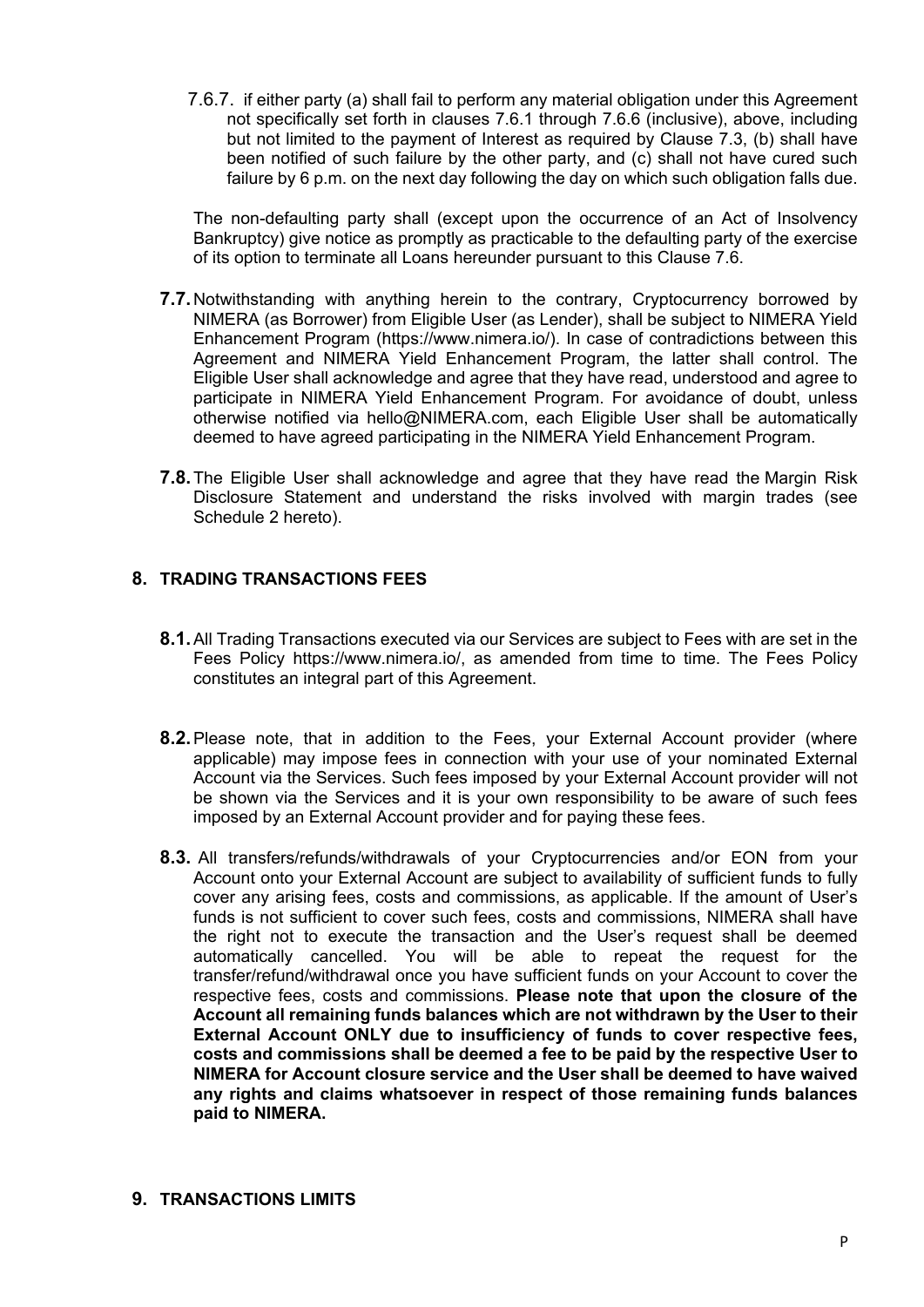7.6.7. if either party (a) shall fail to perform any material obligation under this Agreement not specifically set forth in clauses 7.6.1 through 7.6.6 (inclusive), above, including but not limited to the payment of Interest as required by Clause 7.3, (b) shall have been notified of such failure by the other party, and (c) shall not have cured such failure by 6 p.m. on the next day following the day on which such obligation falls due.

The non-defaulting party shall (except upon the occurrence of an Act of Insolvency Bankruptcy) give notice as promptly as practicable to the defaulting party of the exercise of its option to terminate all Loans hereunder pursuant to this Clause 7.6.

**7.7.** Notwithstanding with anything herein to the contrary, Cryptocurrency borrowed by NIMERA (as Borrower) from Eligible User (as Lender), shall be subject to NIMERA Yield Enhancement Program (https://www.nimera.io/). In case of contradictions between this Agreement and NIMERA Yield Enhancement Program, the latter shall control. The Eligible User shall acknowledge and agree that they have read, understood and agree to participate in NIMERA Yield Enhancement Program. For avoidance of doubt, unless otherwise notified via hello@NIMERA.com, each Eligible User shall be automatically deemed to have agreed participating in the NIMERA Yield Enhancement Program.

**7.8.** The Eligible User shall acknowledge and agree that they have read the Margin Risk Disclosure Statement and understand the risks involved with margin trades (see Schedule 2 hereto).

## 8. TRADING TRANSACTIONS FEES

**8.1.** All Trading Transactions executed via our Services are subject to Fees with are set in the Fees Policy https://www.nimera.io/, as amended from time to time. The Fees Policy constitutes an integral part of this Agreement.

**8.2.** Please note, that in addition to the Fees, your External Account provider (where applicable) may impose fees in connection with your use of your nominated External Account via the Services. Such fees imposed by your External Account provider will not be shown via the Services and it is your own responsibility to be aware of such fees imposed by an External Account provider and for paying these fees.

**8.3.** All transfers/refunds/withdrawals of your Cryptocurrencies and/or EON from your Account onto your External Account are subject to availability of sufficient funds to fully cover any arising fees, costs and commissions, as applicable. If the amount of User's funds is not sufficient to cover such fees, costs and commissions, NIMERA shall have the right not to execute the transaction and the User's request shall be deemed automatically cancelled. You will be able to repeat the request for the transfer/refund/withdrawal once you have sufficient funds on your Account to cover the respective fees, costs and commissions. **Please note that upon the closure of the Account all remaining funds balances which are not withdrawn by the User to their External Account ONLY due to insufficiency of funds to cover respective fees, costs and commissions shall be deemed a fee to be paid by the respective User to NIMERA for Account closure service and the User shall be deemed to have waived any rights and claims whatsoever in respect of those remaining funds balances paid to NIMERA.**

## 9. TRANSACTIONS LIMITS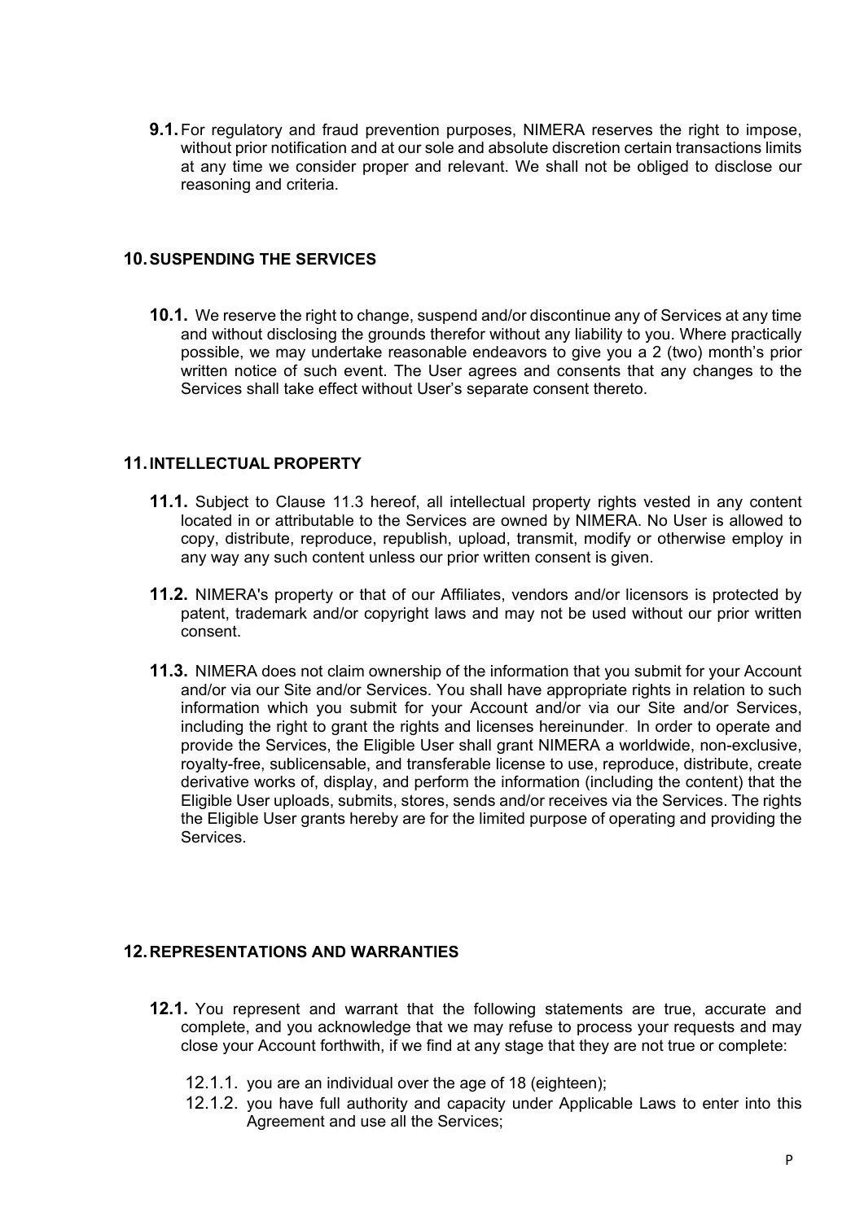**9.1.** For regulatory and fraud prevention purposes, NIMERA reserves the right to impose, without prior notification and at our sole and absolute discretion certain transactions limits at any time we consider proper and relevant. We shall not be obliged to disclose our reasoning and criteria.

## 10. SUSPENDING THE SERVICES

**10.1.** We reserve the right to change, suspend and/or discontinue any of Services at any time and without disclosing the grounds therefor without any liability to you. Where practically possible, we may undertake reasonable endeavors to give you a 2 (two) month's prior written notice of such event. The User agrees and consents that any changes to the Services shall take effect without User's separate consent thereto.

## 11. INTELLECTUAL PROPERTY

**11.1.** Subject to Clause 11.3 hereof, all intellectual property rights vested in any content located in or attributable to the Services are owned by NIMERA. No User is allowed to copy, distribute, reproduce, republish, upload, transmit, modify or otherwise employ in any way any such content unless our prior written consent is given.

**11.2.** NIMERA's property or that of our Affiliates, vendors and/or licensors is protected by patent, trademark and/or copyright laws and may not be used without our prior written consent.

**11.3.** NIMERA does not claim ownership of the information that you submit for your Account and/or via our Site and/or Services. You shall have appropriate rights in relation to such information which you submit for your Account and/or via our Site and/or Services, including the right to grant the rights and licenses hereinunder. In order to operate and provide the Services, the Eligible User shall grant NIMERA a worldwide, non-exclusive, royalty-free, sublicensable, and transferable license to use, reproduce, distribute, create derivative works of, display, and perform the information (including the content) that the Eligible User uploads, submits, stores, sends and/or receives via the Services. The rights the Eligible User grants hereby are for the limited purpose of operating and providing the Services.

## 12. REPRESENTATIONS AND WARRANTIES

**12.1.** You represent and warrant that the following statements are true, accurate and complete, and you acknowledge that we may refuse to process your requests and may close your Account forthwith, if we find at any stage that they are not true or complete:

12.1.1. you are an individual over the age of 18 (eighteen);

12.1.2. you have full authority and capacity under Applicable Laws to enter into this Agreement and use all the Services;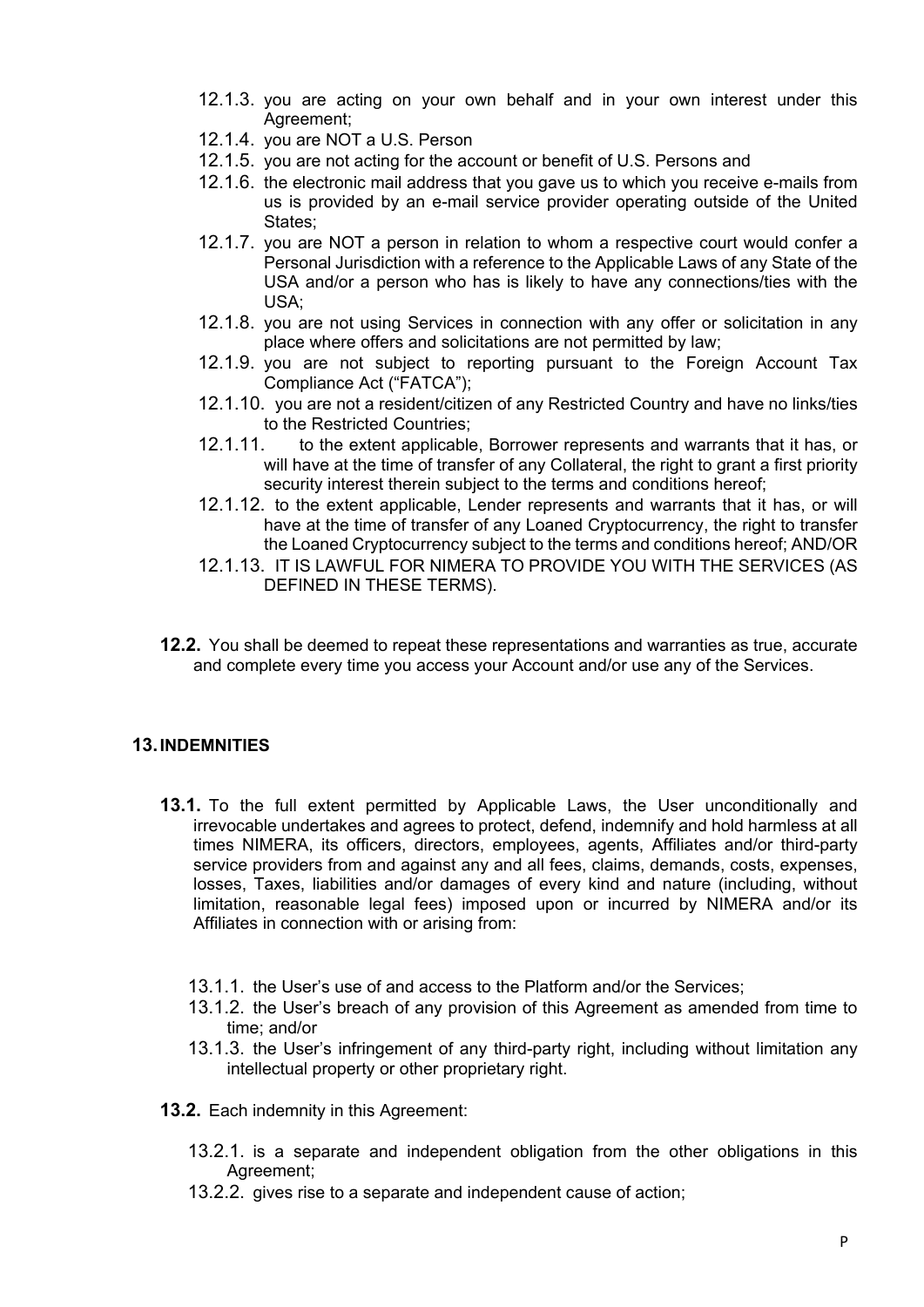12.1.3. you are acting on your own behalf and in your own interest under this Agreement;

12.1.4. you are NOT a U.S. Person

12.1.5. you are not acting for the account or benefit of U.S. Persons and

12.1.6. the electronic mail address that you gave us to which you receive e-mails from us is provided by an e-mail service provider operating outside of the United States;

12.1.7. you are NOT a person in relation to whom a respective court would confer a Personal Jurisdiction with a reference to the Applicable Laws of any State of the USA and/or a person who has is likely to have any connections/ties with the USA;

12.1.8. you are not using Services in connection with any offer or solicitation in any place where offers and solicitations are not permitted by law;

12.1.9. you are not subject to reporting pursuant to the Foreign Account Tax Compliance Act ("FATCA");

12.1.10. you are not a resident/citizen of any Restricted Country and have no links/ties to the Restricted Countries;

12.1.11. to the extent applicable, Borrower represents and warrants that it has, or will have at the time of transfer of any Collateral, the right to grant a first priority security interest therein subject to the terms and conditions hereof;

12.1.12. to the extent applicable, Lender represents and warrants that it has, or will have at the time of transfer of any Loaned Cryptocurrency, the right to transfer the Loaned Cryptocurrency subject to the terms and conditions hereof; AND/OR

12.1.13. IT IS LAWFUL FOR NIMERA TO PROVIDE YOU WITH THE SERVICES (AS DEFINED IN THESE TERMS).

**12.2.** You shall be deemed to repeat these representations and warranties as true, accurate and complete every time you access your Account and/or use any of the Services.

## 13. INDEMNITIES

**13.1.** To the full extent permitted by Applicable Laws, the User unconditionally and irrevocable undertakes and agrees to protect, defend, indemnify and hold harmless at all times NIMERA, its officers, directors, employees, agents, Affiliates and/or third-party service providers from and against any and all fees, claims, demands, costs, expenses, losses, Taxes, liabilities and/or damages of every kind and nature (including, without limitation, reasonable legal fees) imposed upon or incurred by NIMERA and/or its Affiliates in connection with or arising from:

13.1.1. the User's use of and access to the Platform and/or the Services;

13.1.2. the User's breach of any provision of this Agreement as amended from time to time; and/or

13.1.3. the User's infringement of any third-party right, including without limitation any intellectual property or other proprietary right.

**13.2.** Each indemnity in this Agreement:

13.2.1. is a separate and independent obligation from the other obligations in this Agreement;

13.2.2. gives rise to a separate and independent cause of action;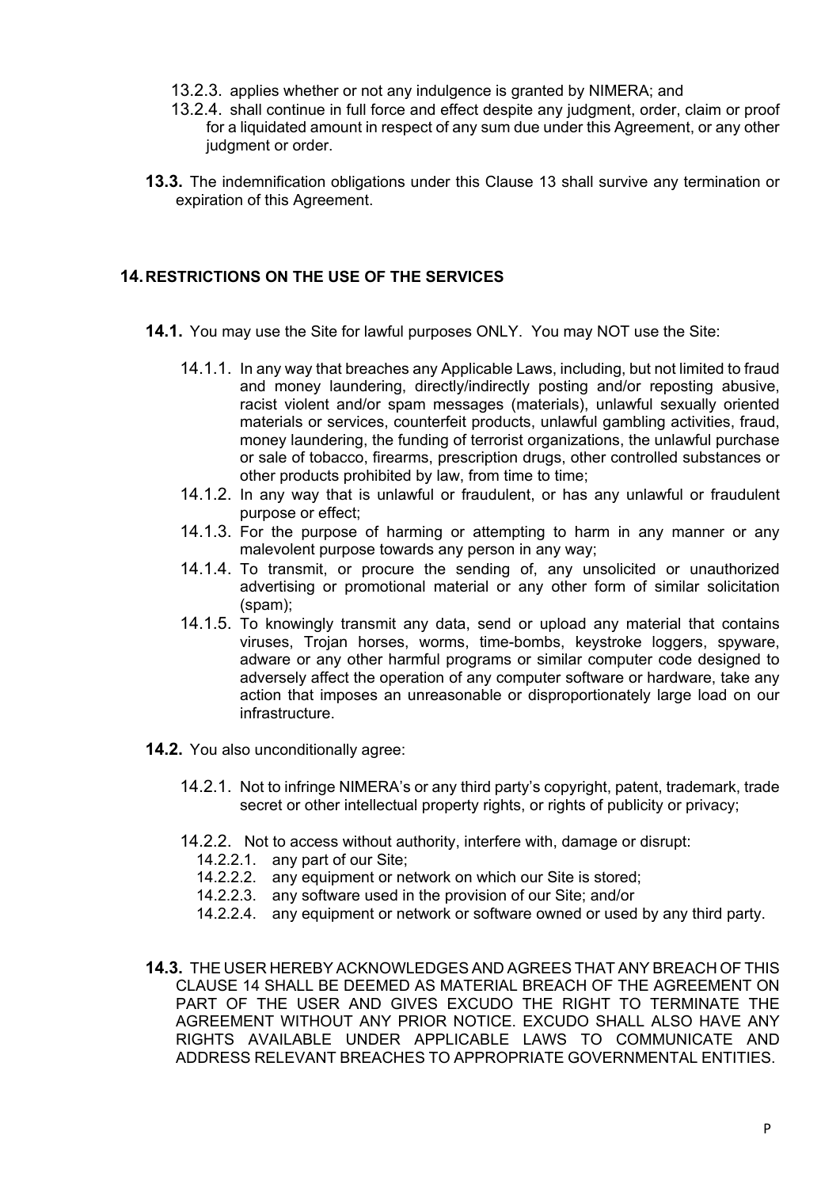13.2.3. applies whether or not any indulgence is granted by NIMERA; and

13.2.4. shall continue in full force and effect despite any judgment, order, claim or proof for a liquidated amount in respect of any sum due under this Agreement, or any other judgment or order.

**13.3.** The indemnification obligations under this Clause 13 shall survive any termination or expiration of this Agreement.

## 14. RESTRICTIONS ON THE USE OF THE SERVICES

**14.1.** You may use the Site for lawful purposes ONLY. You may NOT use the Site:

14.1.1. In any way that breaches any Applicable Laws, including, but not limited to fraud and money laundering, directly/indirectly posting and/or reposting abusive, racist violent and/or spam messages (materials), unlawful sexually oriented materials or services, counterfeit products, unlawful gambling activities, fraud, money laundering, the funding of terrorist organizations, the unlawful purchase or sale of tobacco, firearms, prescription drugs, other controlled substances or other products prohibited by law, from time to time;

14.1.2. In any way that is unlawful or fraudulent, or has any unlawful or fraudulent purpose or effect;

14.1.3. For the purpose of harming or attempting to harm in any manner or any malevolent purpose towards any person in any way;

14.1.4. To transmit, or procure the sending of, any unsolicited or unauthorized advertising or promotional material or any other form of similar solicitation (spam);

14.1.5. To knowingly transmit any data, send or upload any material that contains viruses, Trojan horses, worms, time-bombs, keystroke loggers, spyware, adware or any other harmful programs or similar computer code designed to adversely affect the operation of any computer software or hardware, take any action that imposes an unreasonable or disproportionately large load on our infrastructure.

**14.2.** You also unconditionally agree:

14.2.1. Not to infringe NIMERA's or any third party's copyright, patent, trademark, trade secret or other intellectual property rights, or rights of publicity or privacy;

14.2.2. Not to access without authority, interfere with, damage or disrupt:

14.2.2.1. any part of our Site;

14.2.2.2. any equipment or network on which our Site is stored;

14.2.2.3. any software used in the provision of our Site; and/or

14.2.2.4. any equipment or network or software owned or used by any third party.

**14.3.** THE USER HEREBY ACKNOWLEDGES AND AGREES THAT ANY BREACH OF THIS CLAUSE 14 SHALL BE DEEMED AS MATERIAL BREACH OF THE AGREEMENT ON PART OF THE USER AND GIVES EXCUDO THE RIGHT TO TERMINATE THE AGREEMENT WITHOUT ANY PRIOR NOTICE. EXCUDO SHALL ALSO HAVE ANY RIGHTS AVAILABLE UNDER APPLICABLE LAWS TO COMMUNICATE AND ADDRESS RELEVANT BREACHES TO APPROPRIATE GOVERNMENTAL ENTITIES.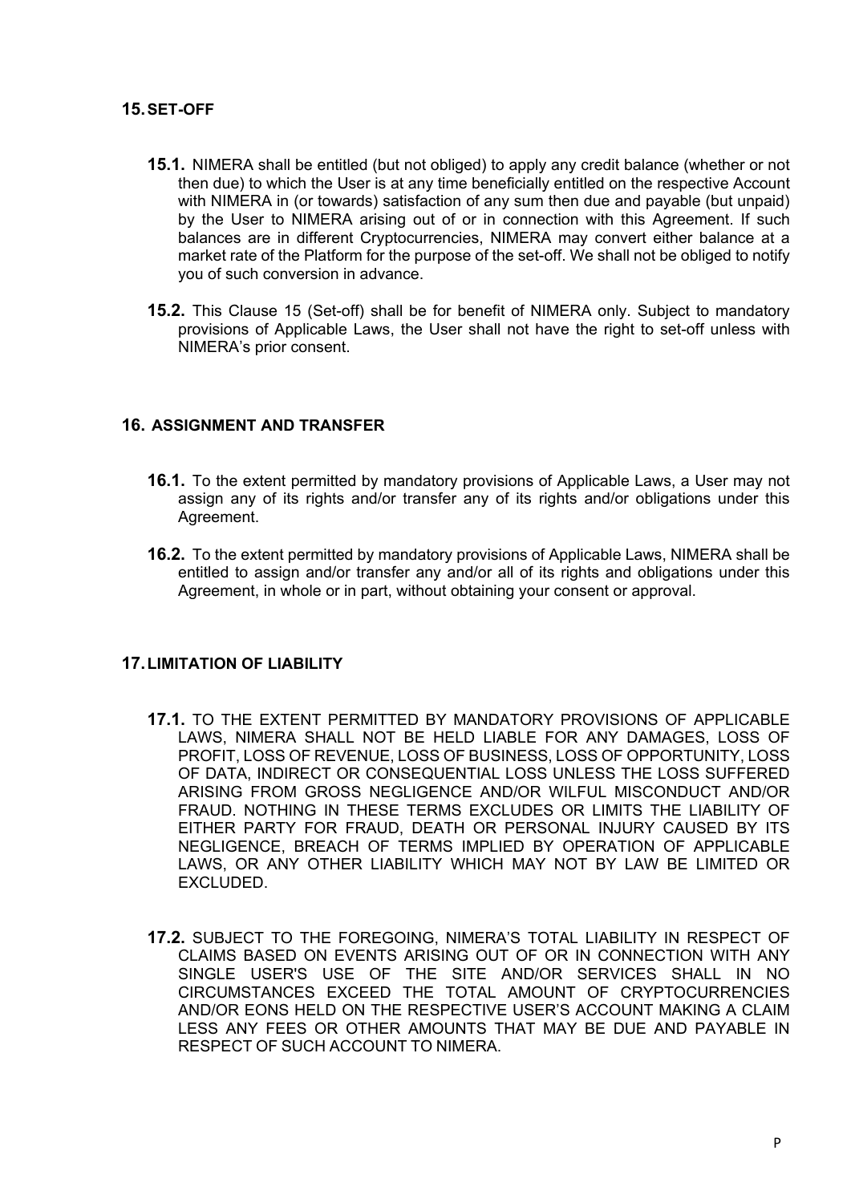## 15. SET-OFF

**15.1.** NIMERA shall be entitled (but not obliged) to apply any credit balance (whether or not then due) to which the User is at any time beneficially entitled on the respective Account with NIMERA in (or towards) satisfaction of any sum then due and payable (but unpaid) by the User to NIMERA arising out of or in connection with this Agreement. If such balances are in different Cryptocurrencies, NIMERA may convert either balance at a market rate of the Platform for the purpose of the set-off. We shall not be obliged to notify you of such conversion in advance.

**15.2.** This Clause 15 (Set-off) shall be for benefit of NIMERA only. Subject to mandatory provisions of Applicable Laws, the User shall not have the right to set-off unless with NIMERA's prior consent.

## 16. ASSIGNMENT AND TRANSFER

**16.1.** To the extent permitted by mandatory provisions of Applicable Laws, a User may not assign any of its rights and/or transfer any of its rights and/or obligations under this Agreement.

**16.2.** To the extent permitted by mandatory provisions of Applicable Laws, NIMERA shall be entitled to assign and/or transfer any and/or all of its rights and obligations under this Agreement, in whole or in part, without obtaining your consent or approval.

## 17. LIMITATION OF LIABILITY

**17.1.** TO THE EXTENT PERMITTED BY MANDATORY PROVISIONS OF APPLICABLE LAWS, NIMERA SHALL NOT BE HELD LIABLE FOR ANY DAMAGES, LOSS OF PROFIT, LOSS OF REVENUE, LOSS OF BUSINESS, LOSS OF OPPORTUNITY, LOSS OF DATA, INDIRECT OR CONSEQUENTIAL LOSS UNLESS THE LOSS SUFFERED ARISING FROM GROSS NEGLIGENCE AND/OR WILFUL MISCONDUCT AND/OR FRAUD. NOTHING IN THESE TERMS EXCLUDES OR LIMITS THE LIABILITY OF EITHER PARTY FOR FRAUD, DEATH OR PERSONAL INJURY CAUSED BY ITS NEGLIGENCE, BREACH OF TERMS IMPLIED BY OPERATION OF APPLICABLE LAWS, OR ANY OTHER LIABILITY WHICH MAY NOT BY LAW BE LIMITED OR EXCLUDED.

**17.2.** SUBJECT TO THE FOREGOING, NIMERA'S TOTAL LIABILITY IN RESPECT OF CLAIMS BASED ON EVENTS ARISING OUT OF OR IN CONNECTION WITH ANY SINGLE USER'S USE OF THE SITE AND/OR SERVICES SHALL IN NO CIRCUMSTANCES EXCEED THE TOTAL AMOUNT OF CRYPTOCURRENCIES AND/OR EONS HELD ON THE RESPECTIVE USER'S ACCOUNT MAKING A CLAIM LESS ANY FEES OR OTHER AMOUNTS THAT MAY BE DUE AND PAYABLE IN RESPECT OF SUCH ACCOUNT TO NIMERA.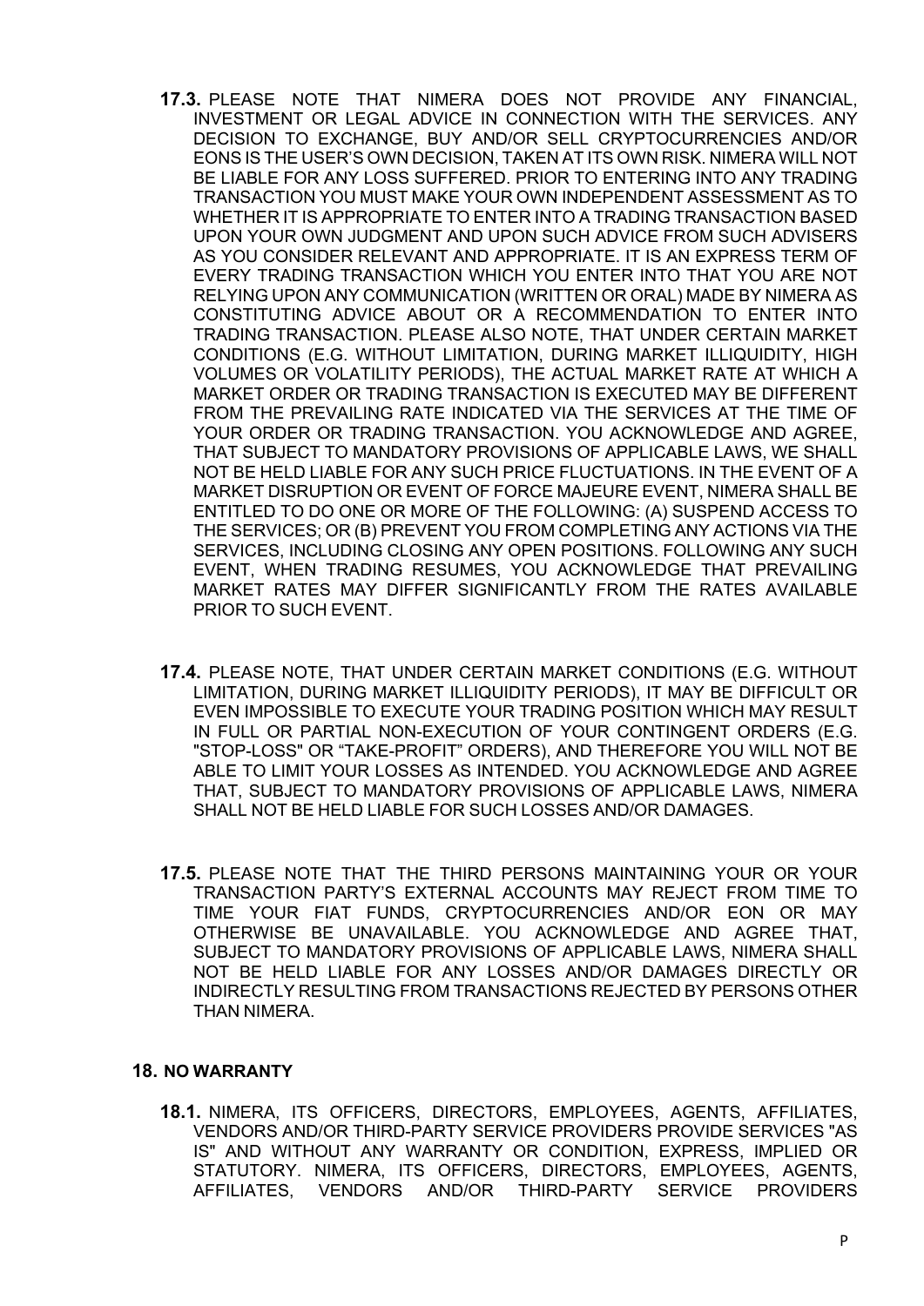**17.3.** PLEASE NOTE THAT NIMERA DOES NOT PROVIDE ANY FINANCIAL, INVESTMENT OR LEGAL ADVICE IN CONNECTION WITH THE SERVICES. ANY DECISION TO EXCHANGE, BUY AND/OR SELL CRYPTOCURRENCIES AND/OR EONS IS THE USER'S OWN DECISION, TAKEN AT ITS OWN RISK. NIMERA WILL NOT BE LIABLE FOR ANY LOSS SUFFERED. PRIOR TO ENTERING INTO ANY TRADING TRANSACTION YOU MUST MAKE YOUR OWN INDEPENDENT ASSESSMENT AS TO WHETHER IT IS APPROPRIATE TO ENTER INTO A TRADING TRANSACTION BASED UPON YOUR OWN JUDGMENT AND UPON SUCH ADVICE FROM SUCH ADVISERS AS YOU CONSIDER RELEVANT AND APPROPRIATE. IT IS AN EXPRESS TERM OF EVERY TRADING TRANSACTION WHICH YOU ENTER INTO THAT YOU ARE NOT RELYING UPON ANY COMMUNICATION (WRITTEN OR ORAL) MADE BY NIMERA AS CONSTITUTING ADVICE ABOUT OR A RECOMMENDATION TO ENTER INTO TRADING TRANSACTION. PLEASE ALSO NOTE, THAT UNDER CERTAIN MARKET CONDITIONS (E.G. WITHOUT LIMITATION, DURING MARKET ILLIQUIDITY, HIGH VOLUMES OR VOLATILITY PERIODS), THE ACTUAL MARKET RATE AT WHICH A MARKET ORDER OR TRADING TRANSACTION IS EXECUTED MAY BE DIFFERENT FROM THE PREVAILING RATE INDICATED VIA THE SERVICES AT THE TIME OF YOUR ORDER OR TRADING TRANSACTION. YOU ACKNOWLEDGE AND AGREE, THAT SUBJECT TO MANDATORY PROVISIONS OF APPLICABLE LAWS, WE SHALL NOT BE HELD LIABLE FOR ANY SUCH PRICE FLUCTUATIONS. IN THE EVENT OF A MARKET DISRUPTION OR EVENT OF FORCE MAJEURE EVENT, NIMERA SHALL BE ENTITLED TO DO ONE OR MORE OF THE FOLLOWING: (A) SUSPEND ACCESS TO THE SERVICES; OR (B) PREVENT YOU FROM COMPLETING ANY ACTIONS VIA THE SERVICES, INCLUDING CLOSING ANY OPEN POSITIONS. FOLLOWING ANY SUCH EVENT, WHEN TRADING RESUMES, YOU ACKNOWLEDGE THAT PREVAILING MARKET RATES MAY DIFFER SIGNIFICANTLY FROM THE RATES AVAILABLE PRIOR TO SUCH EVENT.

**17.4.** PLEASE NOTE, THAT UNDER CERTAIN MARKET CONDITIONS (E.G. WITHOUT LIMITATION, DURING MARKET ILLIQUIDITY PERIODS), IT MAY BE DIFFICULT OR EVEN IMPOSSIBLE TO EXECUTE YOUR TRADING POSITION WHICH MAY RESULT IN FULL OR PARTIAL NON-EXECUTION OF YOUR CONTINGENT ORDERS (E.G. "STOP-LOSS" OR "TAKE-PROFIT" ORDERS), AND THEREFORE YOU WILL NOT BE ABLE TO LIMIT YOUR LOSSES AS INTENDED. YOU ACKNOWLEDGE AND AGREE THAT, SUBJECT TO MANDATORY PROVISIONS OF APPLICABLE LAWS, NIMERA SHALL NOT BE HELD LIABLE FOR SUCH LOSSES AND/OR DAMAGES.

**17.5.** PLEASE NOTE THAT THE THIRD PERSONS MAINTAINING YOUR OR YOUR TRANSACTION PARTY'S EXTERNAL ACCOUNTS MAY REJECT FROM TIME TO TIME YOUR FIAT FUNDS, CRYPTOCURRENCIES AND/OR EON OR MAY OTHERWISE BE UNAVAILABLE. YOU ACKNOWLEDGE AND AGREE THAT, SUBJECT TO MANDATORY PROVISIONS OF APPLICABLE LAWS, NIMERA SHALL NOT BE HELD LIABLE FOR ANY LOSSES AND/OR DAMAGES DIRECTLY OR INDIRECTLY RESULTING FROM TRANSACTIONS REJECTED BY PERSONS OTHER THAN NIMERA.

## 18. NO WARRANTY

**18.1.** NIMERA, ITS OFFICERS, DIRECTORS, EMPLOYEES, AGENTS, AFFILIATES, VENDORS AND/OR THIRD-PARTY SERVICE PROVIDERS PROVIDE SERVICES "AS IS" AND WITHOUT ANY WARRANTY OR CONDITION, EXPRESS, IMPLIED OR STATUTORY. NIMERA, ITS OFFICERS, DIRECTORS, EMPLOYEES, AGENTS, AFFILIATES, VENDORS AND/OR THIRD-PARTY SERVICE PROVIDERS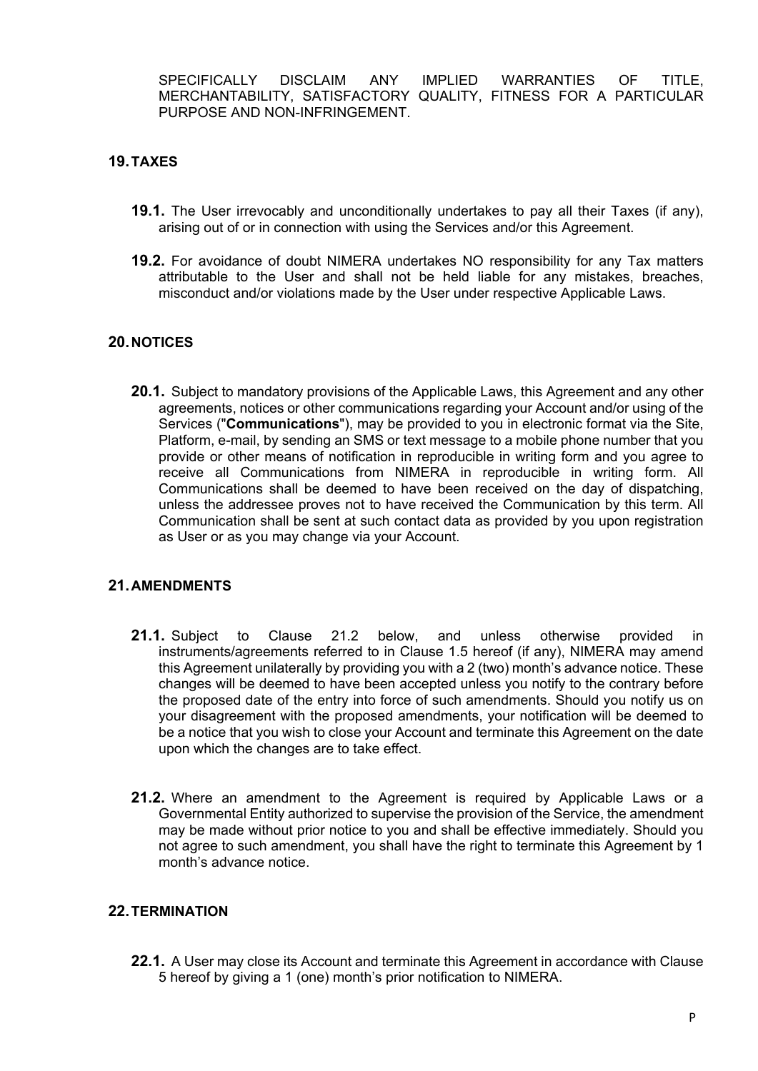SPECIFICALLY DISCLAIM ANY IMPLIED WARRANTIES OF TITLE, MERCHANTABILITY, SATISFACTORY QUALITY, FITNESS FOR A PARTICULAR PURPOSE AND NON-INFRINGEMENT.

## 19. TAXES

**19.1.** The User irrevocably and unconditionally undertakes to pay all their Taxes (if any), arising out of or in connection with using the Services and/or this Agreement.

**19.2.** For avoidance of doubt NIMERA undertakes NO responsibility for any Tax matters attributable to the User and shall not be held liable for any mistakes, breaches, misconduct and/or violations made by the User under respective Applicable Laws.

## 20. NOTICES

**20.1.** Subject to mandatory provisions of the Applicable Laws, this Agreement and any other agreements, notices or other communications regarding your Account and/or using of the Services ("**Communications**"), may be provided to you in electronic format via the Site, Platform, e-mail, by sending an SMS or text message to a mobile phone number that you provide or other means of notification in reproducible in writing form and you agree to receive all Communications from NIMERA in reproducible in writing form. All Communications shall be deemed to have been received on the day of dispatching, unless the addressee proves not to have received the Communication by this term. All Communication shall be sent at such contact data as provided by you upon registration as User or as you may change via your Account.

## 21. AMENDMENTS

**21.1.** Subject to Clause 21.2 below, and unless otherwise provided in instruments/agreements referred to in Clause 1.5 hereof (if any), NIMERA may amend this Agreement unilaterally by providing you with a 2 (two) month's advance notice. These changes will be deemed to have been accepted unless you notify to the contrary before the proposed date of the entry into force of such amendments. Should you notify us on your disagreement with the proposed amendments, your notification will be deemed to be a notice that you wish to close your Account and terminate this Agreement on the date upon which the changes are to take effect.

**21.2.** Where an amendment to the Agreement is required by Applicable Laws or a Governmental Entity authorized to supervise the provision of the Service, the amendment may be made without prior notice to you and shall be effective immediately. Should you not agree to such amendment, you shall have the right to terminate this Agreement by 1 month's advance notice.

## 22. TERMINATION

**22.1.** A User may close its Account and terminate this Agreement in accordance with Clause 5 hereof by giving a 1 (one) month's prior notification to NIMERA.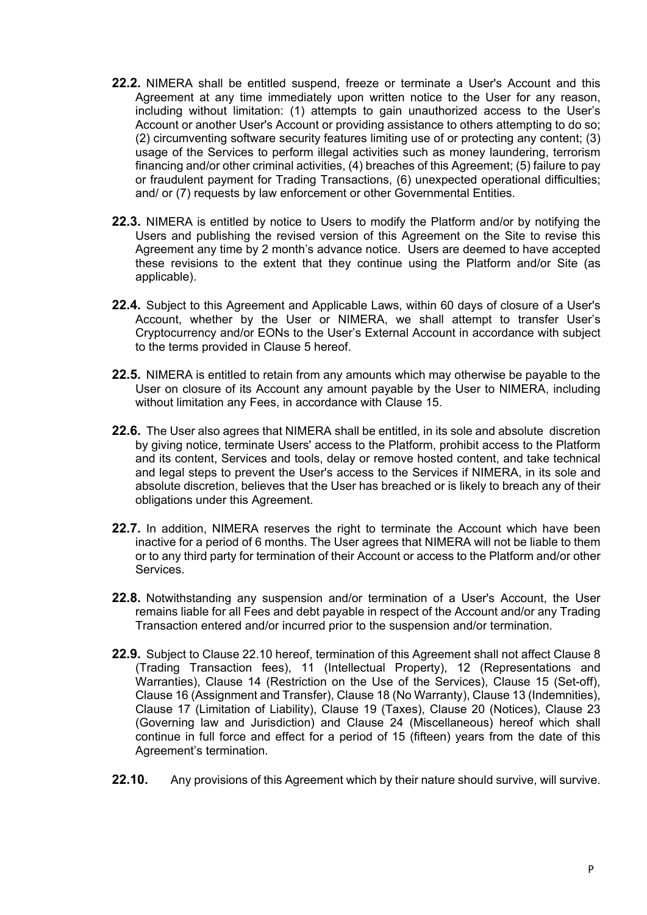**22.2.** NIMERA shall be entitled suspend, freeze or terminate a User's Account and this Agreement at any time immediately upon written notice to the User for any reason, including without limitation: (1) attempts to gain unauthorized access to the User's Account or another User's Account or providing assistance to others attempting to do so; (2) circumventing software security features limiting use of or protecting any content; (3) usage of the Services to perform illegal activities such as money laundering, terrorism financing and/or other criminal activities, (4) breaches of this Agreement; (5) failure to pay or fraudulent payment for Trading Transactions, (6) unexpected operational difficulties; and/ or (7) requests by law enforcement or other Governmental Entities.

**22.3.** NIMERA is entitled by notice to Users to modify the Platform and/or by notifying the Users and publishing the revised version of this Agreement on the Site to revise this Agreement any time by 2 month's advance notice. Users are deemed to have accepted these revisions to the extent that they continue using the Platform and/or Site (as applicable).

**22.4.** Subject to this Agreement and Applicable Laws, within 60 days of closure of a User's Account, whether by the User or NIMERA, we shall attempt to transfer User's Cryptocurrency and/or EONs to the User's External Account in accordance with subject to the terms provided in Clause 5 hereof.

**22.5.** NIMERA is entitled to retain from any amounts which may otherwise be payable to the User on closure of its Account any amount payable by the User to NIMERA, including without limitation any Fees, in accordance with Clause 15.

**22.6.** The User also agrees that NIMERA shall be entitled, in its sole and absolute discretion by giving notice, terminate Users' access to the Platform, prohibit access to the Platform and its content, Services and tools, delay or remove hosted content, and take technical and legal steps to prevent the User's access to the Services if NIMERA, in its sole and absolute discretion, believes that the User has breached or is likely to breach any of their obligations under this Agreement.

**22.7.** In addition, NIMERA reserves the right to terminate the Account which have been inactive for a period of 6 months. The User agrees that NIMERA will not be liable to them or to any third party for termination of their Account or access to the Platform and/or other Services.

**22.8.** Notwithstanding any suspension and/or termination of a User's Account, the User remains liable for all Fees and debt payable in respect of the Account and/or any Trading Transaction entered and/or incurred prior to the suspension and/or termination.

**22.9.** Subject to Clause 22.10 hereof, termination of this Agreement shall not affect Clause 8 (Trading Transaction fees), 11 (Intellectual Property), 12 (Representations and Warranties), Clause 14 (Restriction on the Use of the Services), Clause 15 (Set-off), Clause 16 (Assignment and Transfer), Clause 18 (No Warranty), Clause 13 (Indemnities), Clause 17 (Limitation of Liability), Clause 19 (Taxes), Clause 20 (Notices), Clause 23 (Governing law and Jurisdiction) and Clause 24 (Miscellaneous) hereof which shall continue in full force and effect for a period of 15 (fifteen) years from the date of this Agreement's termination.

**22.10.** Any provisions of this Agreement which by their nature should survive, will survive.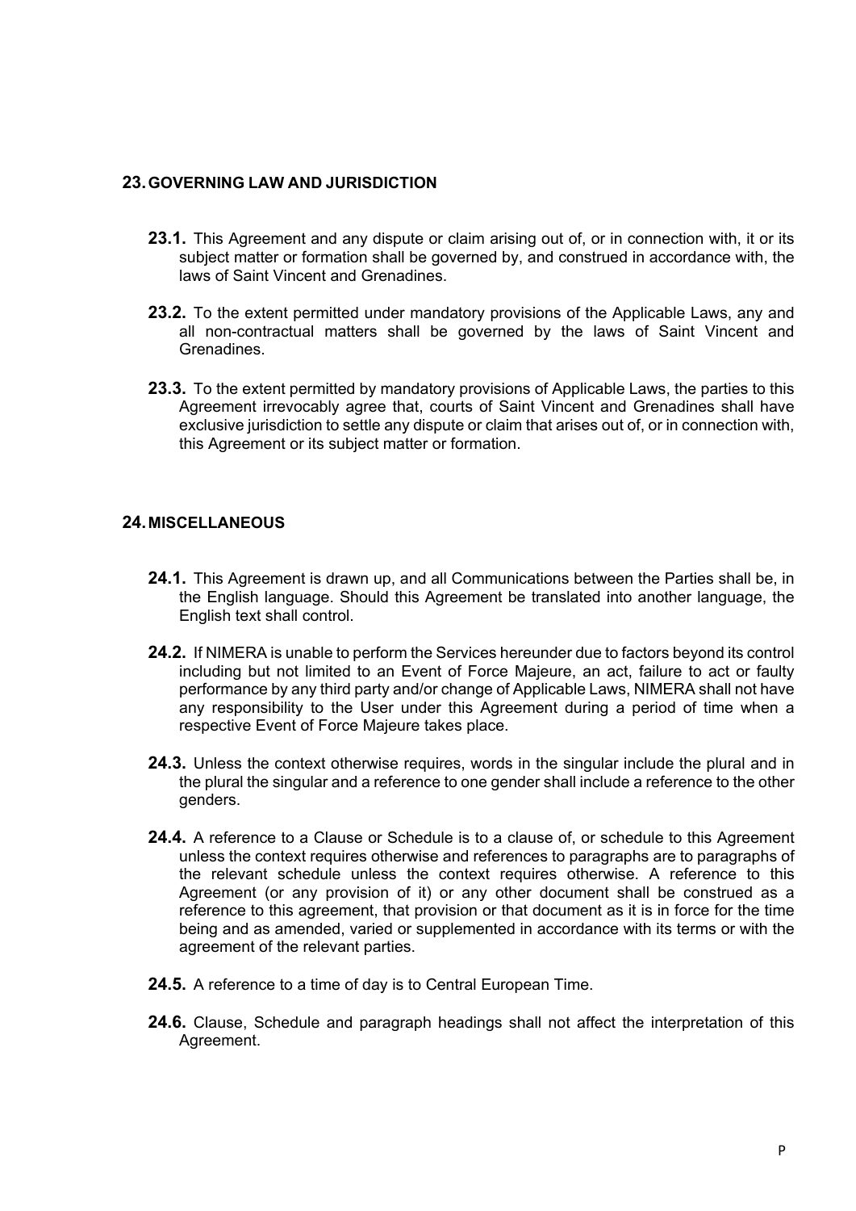## 23. GOVERNING LAW AND JURISDICTION

**23.1.** This Agreement and any dispute or claim arising out of, or in connection with, it or its subject matter or formation shall be governed by, and construed in accordance with, the laws of Saint Vincent and Grenadines.

**23.2.** To the extent permitted under mandatory provisions of the Applicable Laws, any and all non-contractual matters shall be governed by the laws of Saint Vincent and Grenadines.

**23.3.** To the extent permitted by mandatory provisions of Applicable Laws, the parties to this Agreement irrevocably agree that, courts of Saint Vincent and Grenadines shall have exclusive jurisdiction to settle any dispute or claim that arises out of, or in connection with, this Agreement or its subject matter or formation.

## 24. MISCELLANEOUS

**24.1.** This Agreement is drawn up, and all Communications between the Parties shall be, in the English language. Should this Agreement be translated into another language, the English text shall control.

**24.2.** If NIMERA is unable to perform the Services hereunder due to factors beyond its control including but not limited to an Event of Force Majeure, an act, failure to act or faulty performance by any third party and/or change of Applicable Laws, NIMERA shall not have any responsibility to the User under this Agreement during a period of time when a respective Event of Force Majeure takes place.

**24.3.** Unless the context otherwise requires, words in the singular include the plural and in the plural the singular and a reference to one gender shall include a reference to the other genders.

**24.4.** A reference to a Clause or Schedule is to a clause of, or schedule to this Agreement unless the context requires otherwise and references to paragraphs are to paragraphs of the relevant schedule unless the context requires otherwise. A reference to this Agreement (or any provision of it) or any other document shall be construed as a reference to this agreement, that provision or that document as it is in force for the time being and as amended, varied or supplemented in accordance with its terms or with the agreement of the relevant parties.

**24.5.** A reference to a time of day is to Central European Time.

**24.6.** Clause, Schedule and paragraph headings shall not affect the interpretation of this Agreement.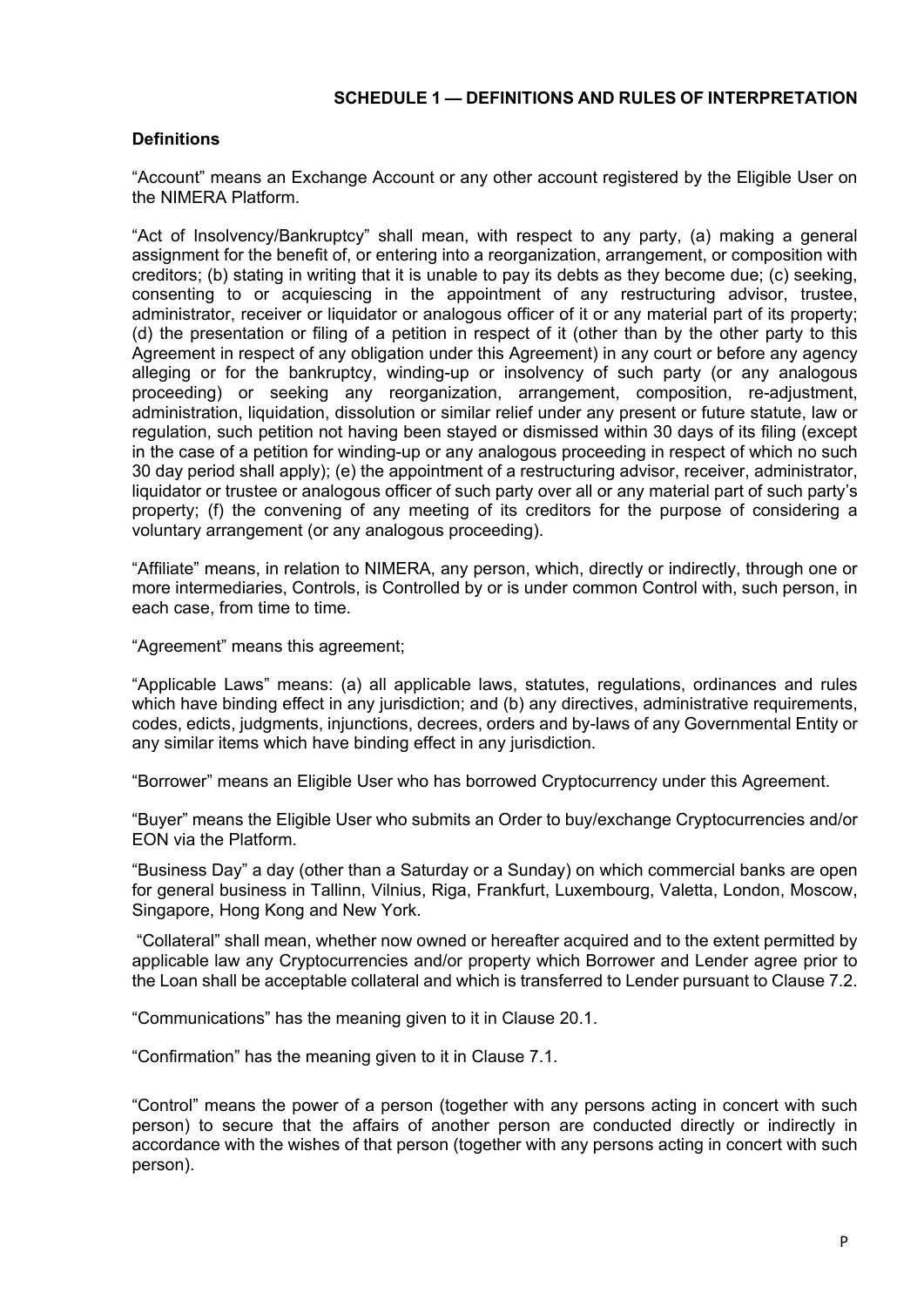**SCHEDULE 1 — DEFINITIONS AND RULES OF INTERPRETATION**

**Definitions**

“Account” means an Exchange Account or any other account registered by the Eligible User on the NIMERA Platform.

“Act of Insolvency/Bankruptcy” shall mean, with respect to any party, (a) making a general assignment for the benefit of, or entering into a reorganization, arrangement, or composition with creditors; (b) stating in writing that it is unable to pay its debts as they become due; (c) seeking, consenting to or acquiescing in the appointment of any restructuring advisor, trustee, administrator, receiver or liquidator or analogous officer of it or any material part of its property; (d) the presentation or filing of a petition in respect of it (other than by the other party to this Agreement in respect of any obligation under this Agreement) in any court or before any agency alleging or for the bankruptcy, winding-up or insolvency of such party (or any analogous proceeding) or seeking any reorganization, arrangement, composition, re-adjustment, administration, liquidation, dissolution or similar relief under any present or future statute, law or regulation, such petition not having been stayed or dismissed within 30 days of its filing (except in the case of a petition for winding-up or any analogous proceeding in respect of which no such 30 day period shall apply); (e) the appointment of a restructuring advisor, receiver, administrator, liquidator or trustee or analogous officer of such party over all or any material part of such party’s property; (f) the convening of any meeting of its creditors for the purpose of considering a voluntary arrangement (or any analogous proceeding).

“Affiliate” means, in relation to NIMERA, any person, which, directly or indirectly, through one or more intermediaries, Controls, is Controlled by or is under common Control with, such person, in each case, from time to time.

“Agreement” means this agreement;

“Applicable Laws” means: (a) all applicable laws, statutes, regulations, ordinances and rules which have binding effect in any jurisdiction; and (b) any directives, administrative requirements, codes, edicts, judgments, injunctions, decrees, orders and by-laws of any Governmental Entity or any similar items which have binding effect in any jurisdiction.

“Borrower” means an Eligible User who has borrowed Cryptocurrency under this Agreement.

“Buyer” means the Eligible User who submits an Order to buy/exchange Cryptocurrencies and/or EON via the Platform.

“Business Day” a day (other than a Saturday or a Sunday) on which commercial banks are open for general business in Tallinn, Vilnius, Riga, Frankfurt, Luxembourg, Valetta, London, Moscow, Singapore, Hong Kong and New York.

“Collateral” shall mean, whether now owned or hereafter acquired and to the extent permitted by applicable law any Cryptocurrencies and/or property which Borrower and Lender agree prior to the Loan shall be acceptable collateral and which is transferred to Lender pursuant to Clause 7.2.

“Communications” has the meaning given to it in Clause 20.1.

“Confirmation” has the meaning given to it in Clause 7.1.

“Control” means the power of a person (together with any persons acting in concert with such person) to secure that the affairs of another person are conducted directly or indirectly in accordance with the wishes of that person (together with any persons acting in concert with such person).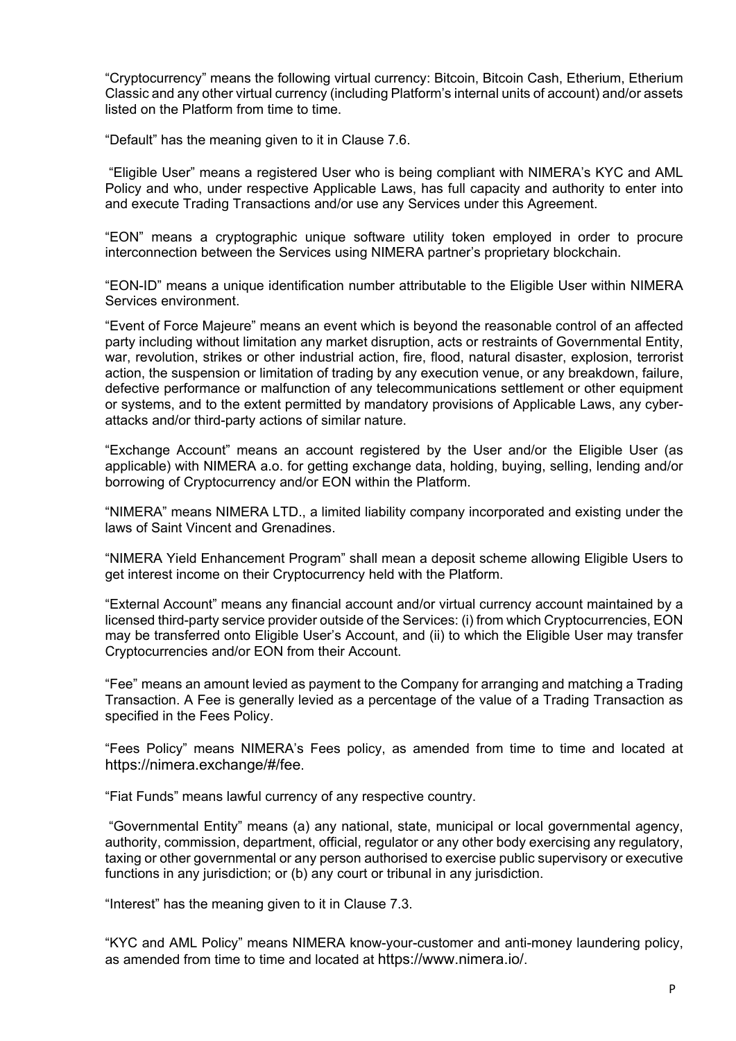"Cryptocurrency" means the following virtual currency: Bitcoin, Bitcoin Cash, Etherium, Etherium Classic and any other virtual currency (including Platform's internal units of account) and/or assets listed on the Platform from time to time.

"Default" has the meaning given to it in Clause 7.6.

"Eligible User" means a registered User who is being compliant with NIMERA's KYC and AML Policy and who, under respective Applicable Laws, has full capacity and authority to enter into and execute Trading Transactions and/or use any Services under this Agreement.

"EON" means a cryptographic unique software utility token employed in order to procure interconnection between the Services using NIMERA partner's proprietary blockchain.

"EON-ID" means a unique identification number attributable to the Eligible User within NIMERA Services environment.

"Event of Force Majeure" means an event which is beyond the reasonable control of an affected party including without limitation any market disruption, acts or restraints of Governmental Entity, war, revolution, strikes or other industrial action, fire, flood, natural disaster, explosion, terrorist action, the suspension or limitation of trading by any execution venue, or any breakdown, failure, defective performance or malfunction of any telecommunications settlement or other equipment or systems, and to the extent permitted by mandatory provisions of Applicable Laws, any cyber-attacks and/or third-party actions of similar nature.

"Exchange Account" means an account registered by the User and/or the Eligible User (as applicable) with NIMERA a.o. for getting exchange data, holding, buying, selling, lending and/or borrowing of Cryptocurrency and/or EON within the Platform.

"NIMERA" means NIMERA LTD., a limited liability company incorporated and existing under the laws of Saint Vincent and Grenadines.

"NIMERA Yield Enhancement Program" shall mean a deposit scheme allowing Eligible Users to get interest income on their Cryptocurrency held with the Platform.

"External Account" means any financial account and/or virtual currency account maintained by a licensed third-party service provider outside of the Services: (i) from which Cryptocurrencies, EON may be transferred onto Eligible User's Account, and (ii) to which the Eligible User may transfer Cryptocurrencies and/or EON from their Account.

"Fee" means an amount levied as payment to the Company for arranging and matching a Trading Transaction. A Fee is generally levied as a percentage of the value of a Trading Transaction as specified in the Fees Policy.

"Fees Policy" means NIMERA's Fees policy, as amended from time to time and located at https://nimera.exchange/#/fee.

"Fiat Funds" means lawful currency of any respective country.

"Governmental Entity" means (a) any national, state, municipal or local governmental agency, authority, commission, department, official, regulator or any other body exercising any regulatory, taxing or other governmental or any person authorised to exercise public supervisory or executive functions in any jurisdiction; or (b) any court or tribunal in any jurisdiction.

"Interest" has the meaning given to it in Clause 7.3.

"KYC and AML Policy" means NIMERA know-your-customer and anti-money laundering policy, as amended from time to time and located at https://www.nimera.io/.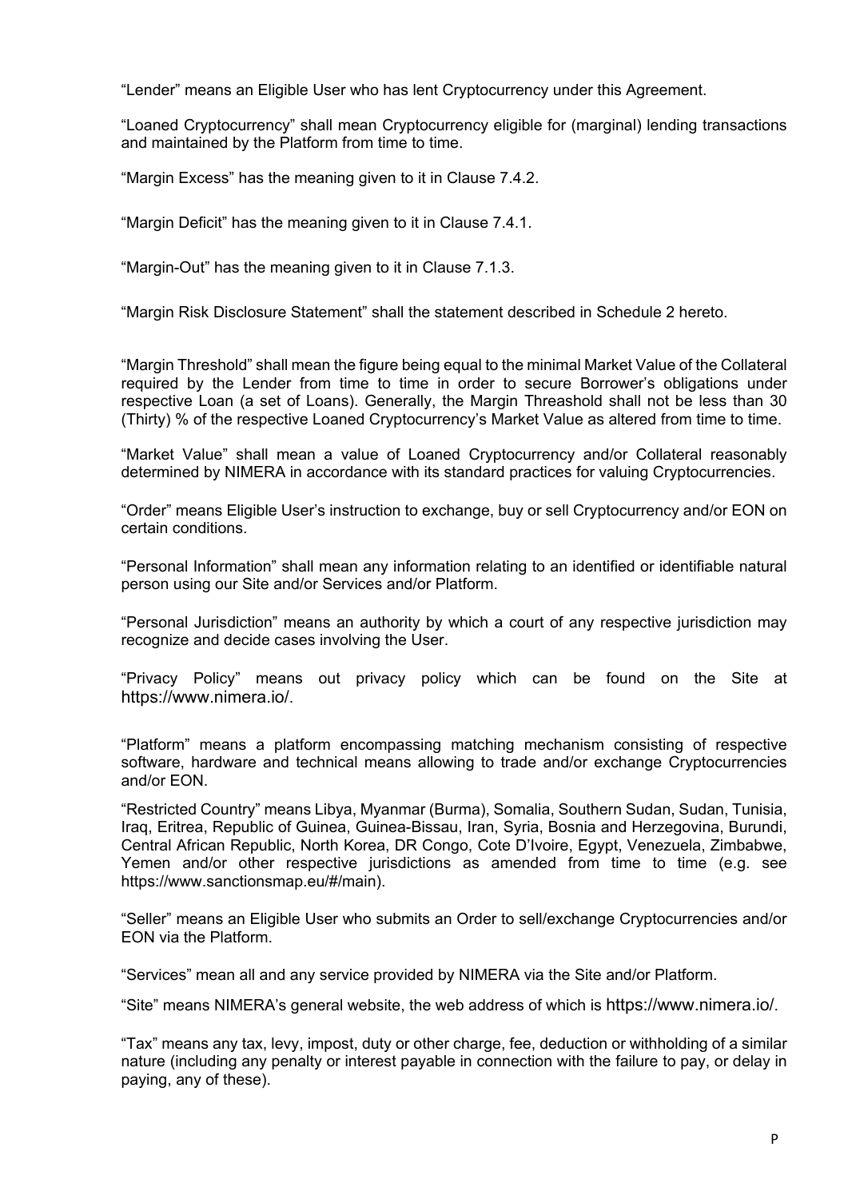"Lender" means an Eligible User who has lent Cryptocurrency under this Agreement.

"Loaned Cryptocurrency" shall mean Cryptocurrency eligible for (marginal) lending transactions and maintained by the Platform from time to time.

"Margin Excess" has the meaning given to it in Clause 7.4.2.

"Margin Deficit" has the meaning given to it in Clause 7.4.1.

"Margin-Out" has the meaning given to it in Clause 7.1.3.

"Margin Risk Disclosure Statement" shall the statement described in Schedule 2 hereto.

"Margin Threshold" shall mean the figure being equal to the minimal Market Value of the Collateral required by the Lender from time to time in order to secure Borrower's obligations under respective Loan (a set of Loans). Generally, the Margin Threashold shall not be less than 30 (Thirty) % of the respective Loaned Cryptocurrency's Market Value as altered from time to time.

"Market Value" shall mean a value of Loaned Cryptocurrency and/or Collateral reasonably determined by NIMERA in accordance with its standard practices for valuing Cryptocurrencies.

"Order" means Eligible User's instruction to exchange, buy or sell Cryptocurrency and/or EON on certain conditions.

"Personal Information" shall mean any information relating to an identified or identifiable natural person using our Site and/or Services and/or Platform.

"Personal Jurisdiction" means an authority by which a court of any respective jurisdiction may recognize and decide cases involving the User.

"Privacy Policy" means out privacy policy which can be found on the Site at https://www.nimera.io/.

"Platform" means a platform encompassing matching mechanism consisting of respective software, hardware and technical means allowing to trade and/or exchange Cryptocurrencies and/or EON.

"Restricted Country" means Libya, Myanmar (Burma), Somalia, Southern Sudan, Sudan, Tunisia, Iraq, Eritrea, Republic of Guinea, Guinea-Bissau, Iran, Syria, Bosnia and Herzegovina, Burundi, Central African Republic, North Korea, DR Congo, Cote D'Ivoire, Egypt, Venezuela, Zimbabwe, Yemen and/or other respective jurisdictions as amended from time to time (e.g. see https://www.sanctionsmap.eu/#/main).

"Seller" means an Eligible User who submits an Order to sell/exchange Cryptocurrencies and/or EON via the Platform.

"Services" mean all and any service provided by NIMERA via the Site and/or Platform.

"Site" means NIMERA's general website, the web address of which is https://www.nimera.io/.

"Tax" means any tax, levy, impost, duty or other charge, fee, deduction or withholding of a similar nature (including any penalty or interest payable in connection with the failure to pay, or delay in paying, any of these).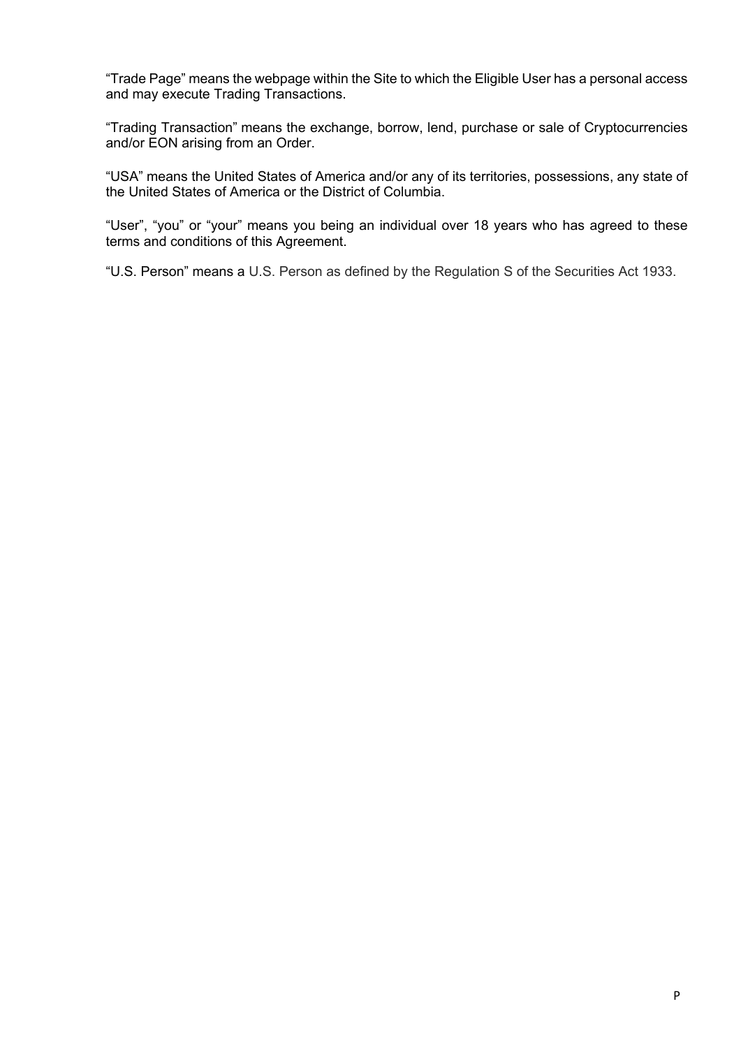“Trade Page” means the webpage within the Site to which the Eligible User has a personal access and may execute Trading Transactions.

“Trading Transaction” means the exchange, borrow, lend, purchase or sale of Cryptocurrencies and/or EON arising from an Order.

“USA” means the United States of America and/or any of its territories, possessions, any state of the United States of America or the District of Columbia.

“User”, “you” or “your” means you being an individual over 18 years who has agreed to these terms and conditions of this Agreement.

“U.S. Person” means a U.S. Person as defined by the Regulation S of the Securities Act 1933.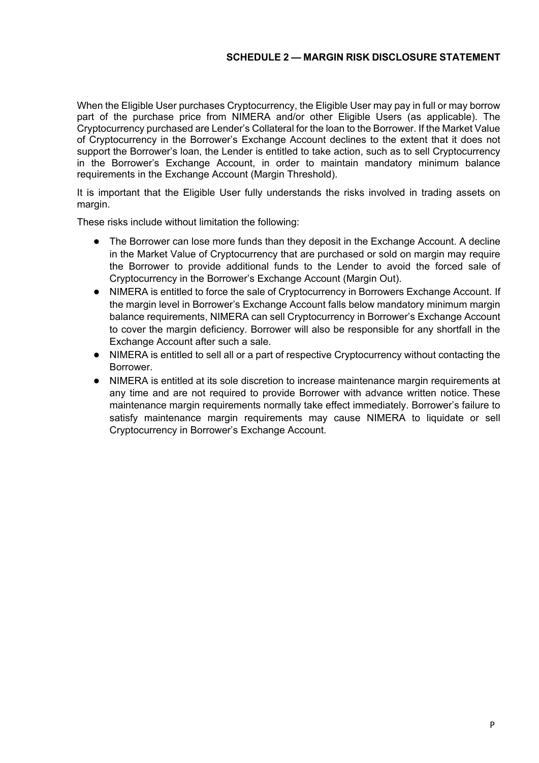## SCHEDULE 2 — MARGIN RISK DISCLOSURE STATEMENT

When the Eligible User purchases Cryptocurrency, the Eligible User may pay in full or may borrow part of the purchase price from NIMERA and/or other Eligible Users (as applicable). The Cryptocurrency purchased are Lender's Collateral for the loan to the Borrower. If the Market Value of Cryptocurrency in the Borrower's Exchange Account declines to the extent that it does not support the Borrower's loan, the Lender is entitled to take action, such as to sell Cryptocurrency in the Borrower's Exchange Account, in order to maintain mandatory minimum balance requirements in the Exchange Account (Margin Threshold).

It is important that the Eligible User fully understands the risks involved in trading assets on margin.

These risks include without limitation the following:

- The Borrower can lose more funds than they deposit in the Exchange Account. A decline in the Market Value of Cryptocurrency that are purchased or sold on margin may require the Borrower to provide additional funds to the Lender to avoid the forced sale of Cryptocurrency in the Borrower's Exchange Account (Margin Out).
- NIMERA is entitled to force the sale of Cryptocurrency in Borrowers Exchange Account. If the margin level in Borrower's Exchange Account falls below mandatory minimum margin balance requirements, NIMERA can sell Cryptocurrency in Borrower's Exchange Account to cover the margin deficiency. Borrower will also be responsible for any shortfall in the Exchange Account after such a sale.
- NIMERA is entitled to sell all or a part of respective Cryptocurrency without contacting the Borrower.
- NIMERA is entitled at its sole discretion to increase maintenance margin requirements at any time and are not required to provide Borrower with advance written notice. These maintenance margin requirements normally take effect immediately. Borrower's failure to satisfy maintenance margin requirements may cause NIMERA to liquidate or sell Cryptocurrency in Borrower's Exchange Account.